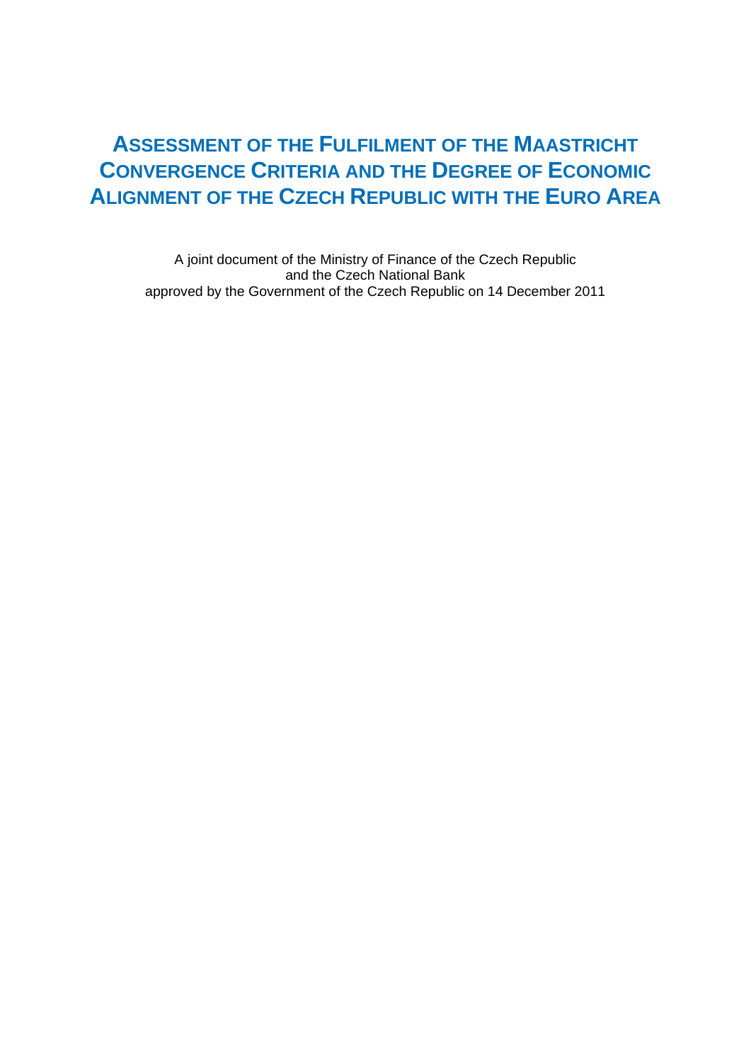# Assessment of the Fulfilment of the Maastricht Convergence Criteria and the Degree of Economic Alignment of the Czech Republic with the Euro Area

A joint document of the Ministry of Finance of the Czech Republic
and the Czech National Bank
approved by the Government of the Czech Republic on 14 December 2011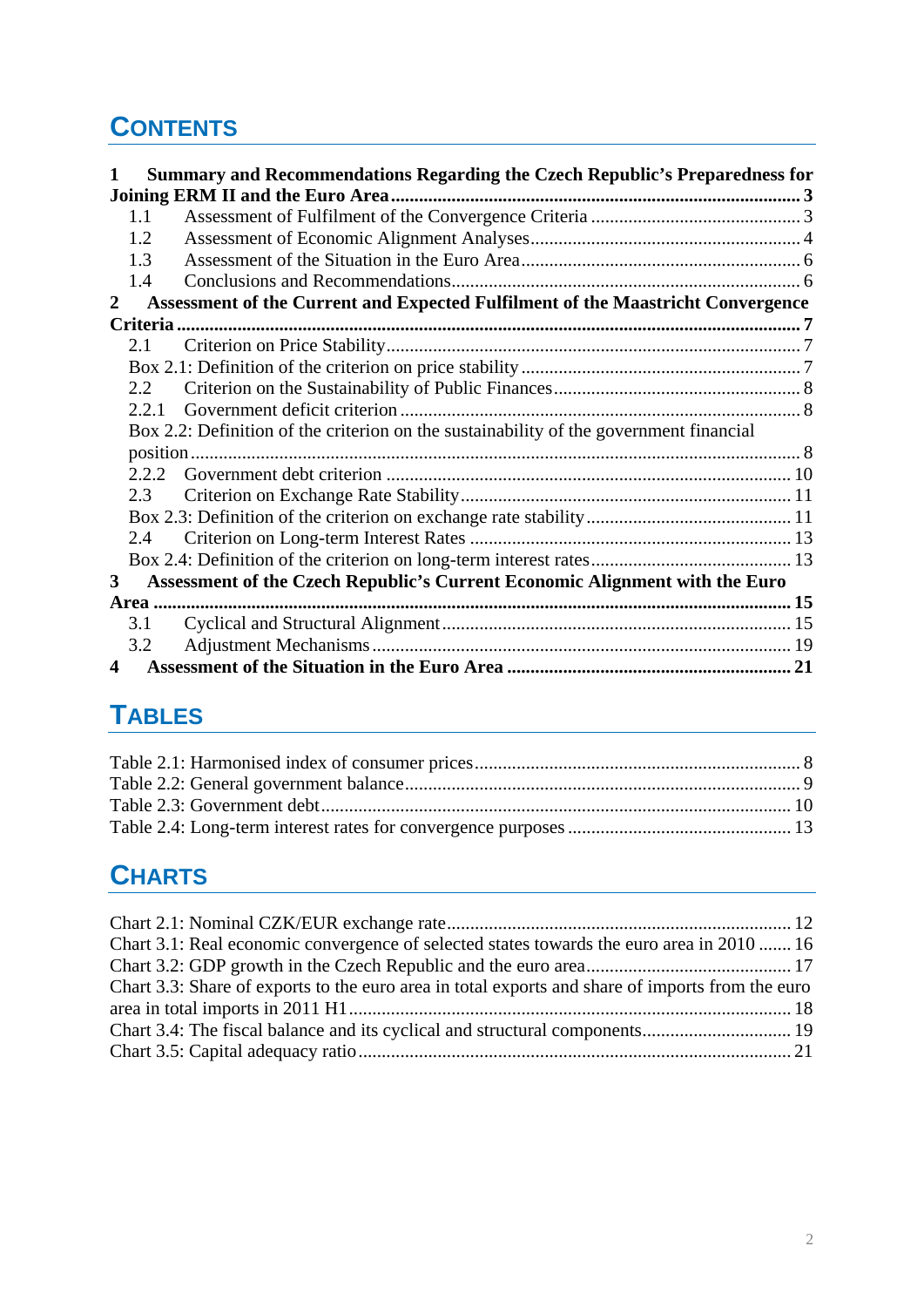# CONTENTS

**1 Summary and Recommendations Regarding the Czech Republic's Preparedness for Joining ERM II and the Euro Area ........ 3**

- 1.1 Assessment of Fulfilment of the Convergence Criteria ........ 3
- 1.2 Assessment of Economic Alignment Analyses ........ 4
- 1.3 Assessment of the Situation in the Euro Area ........ 6
- 1.4 Conclusions and Recommendations ........ 6

**2 Assessment of the Current and Expected Fulfilment of the Maastricht Convergence Criteria ........ 7**

- 2.1 Criterion on Price Stability ........ 7
- Box 2.1: Definition of the criterion on price stability ........ 7
- 2.2 Criterion on the Sustainability of Public Finances ........ 8
- 2.2.1 Government deficit criterion ........ 8
- Box 2.2: Definition of the criterion on the sustainability of the government financial position ........ 8
- 2.2.2 Government debt criterion ........ 10
- 2.3 Criterion on Exchange Rate Stability ........ 11
- Box 2.3: Definition of the criterion on exchange rate stability ........ 11
- 2.4 Criterion on Long-term Interest Rates ........ 13
- Box 2.4: Definition of the criterion on long-term interest rates ........ 13

**3 Assessment of the Czech Republic's Current Economic Alignment with the Euro Area ........ 15**

- 3.1 Cyclical and Structural Alignment ........ 15
- 3.2 Adjustment Mechanisms ........ 19

**4 Assessment of the Situation in the Euro Area ........ 21**

# TABLES

- Table 2.1: Harmonised index of consumer prices ........ 8
- Table 2.2: General government balance ........ 9
- Table 2.3: Government debt ........ 10
- Table 2.4: Long-term interest rates for convergence purposes ........ 13

# CHARTS

- Chart 2.1: Nominal CZK/EUR exchange rate ........ 12
- Chart 3.1: Real economic convergence of selected states towards the euro area in 2010 ........ 16
- Chart 3.2: GDP growth in the Czech Republic and the euro area ........ 17
- Chart 3.3: Share of exports to the euro area in total exports and share of imports from the euro area in total imports in 2011 H1 ........ 18
- Chart 3.4: The fiscal balance and its cyclical and structural components ........ 19
- Chart 3.5: Capital adequacy ratio ........ 21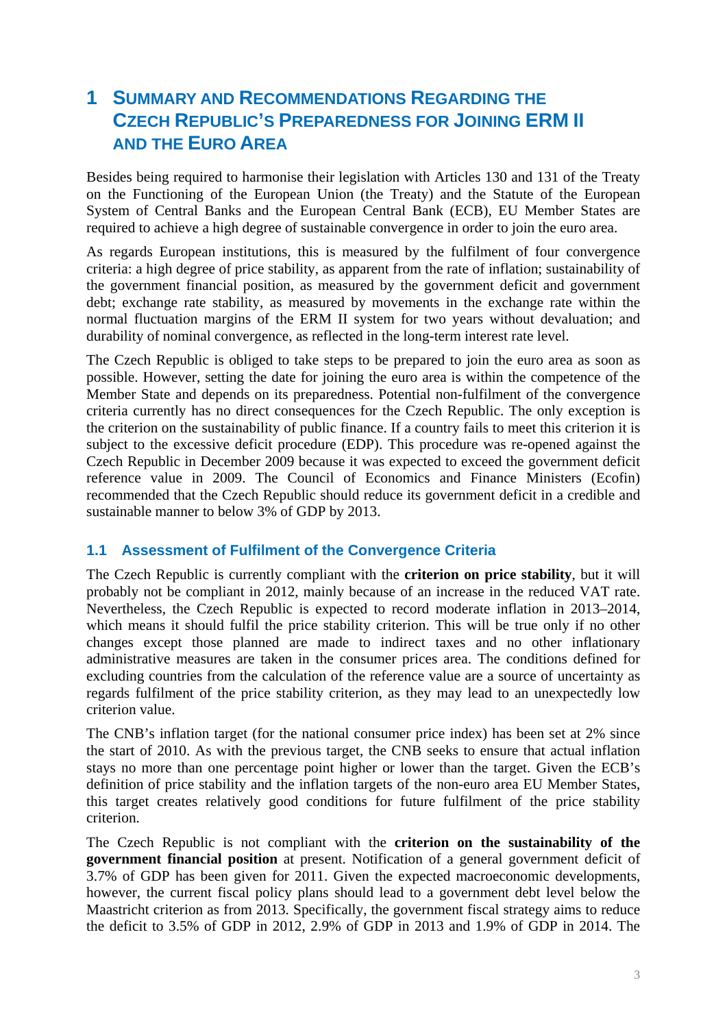# 1 SUMMARY AND RECOMMENDATIONS REGARDING THE CZECH REPUBLIC'S PREPAREDNESS FOR JOINING ERM II AND THE EURO AREA

Besides being required to harmonise their legislation with Articles 130 and 131 of the Treaty on the Functioning of the European Union (the Treaty) and the Statute of the European System of Central Banks and the European Central Bank (ECB), EU Member States are required to achieve a high degree of sustainable convergence in order to join the euro area.

As regards European institutions, this is measured by the fulfilment of four convergence criteria: a high degree of price stability, as apparent from the rate of inflation; sustainability of the government financial position, as measured by the government deficit and government debt; exchange rate stability, as measured by movements in the exchange rate within the normal fluctuation margins of the ERM II system for two years without devaluation; and durability of nominal convergence, as reflected in the long-term interest rate level.

The Czech Republic is obliged to take steps to be prepared to join the euro area as soon as possible. However, setting the date for joining the euro area is within the competence of the Member State and depends on its preparedness. Potential non-fulfilment of the convergence criteria currently has no direct consequences for the Czech Republic. The only exception is the criterion on the sustainability of public finance. If a country fails to meet this criterion it is subject to the excessive deficit procedure (EDP). This procedure was re-opened against the Czech Republic in December 2009 because it was expected to exceed the government deficit reference value in 2009. The Council of Economics and Finance Ministers (Ecofin) recommended that the Czech Republic should reduce its government deficit in a credible and sustainable manner to below 3% of GDP by 2013.

## 1.1 Assessment of Fulfilment of the Convergence Criteria

The Czech Republic is currently compliant with the **criterion on price stability**, but it will probably not be compliant in 2012, mainly because of an increase in the reduced VAT rate. Nevertheless, the Czech Republic is expected to record moderate inflation in 2013–2014, which means it should fulfil the price stability criterion. This will be true only if no other changes except those planned are made to indirect taxes and no other inflationary administrative measures are taken in the consumer prices area. The conditions defined for excluding countries from the calculation of the reference value are a source of uncertainty as regards fulfilment of the price stability criterion, as they may lead to an unexpectedly low criterion value.

The CNB's inflation target (for the national consumer price index) has been set at 2% since the start of 2010. As with the previous target, the CNB seeks to ensure that actual inflation stays no more than one percentage point higher or lower than the target. Given the ECB's definition of price stability and the inflation targets of the non-euro area EU Member States, this target creates relatively good conditions for future fulfilment of the price stability criterion.

The Czech Republic is not compliant with the **criterion on the sustainability of the government financial position** at present. Notification of a general government deficit of 3.7% of GDP has been given for 2011. Given the expected macroeconomic developments, however, the current fiscal policy plans should lead to a government debt level below the Maastricht criterion as from 2013. Specifically, the government fiscal strategy aims to reduce the deficit to 3.5% of GDP in 2012, 2.9% of GDP in 2013 and 1.9% of GDP in 2014. The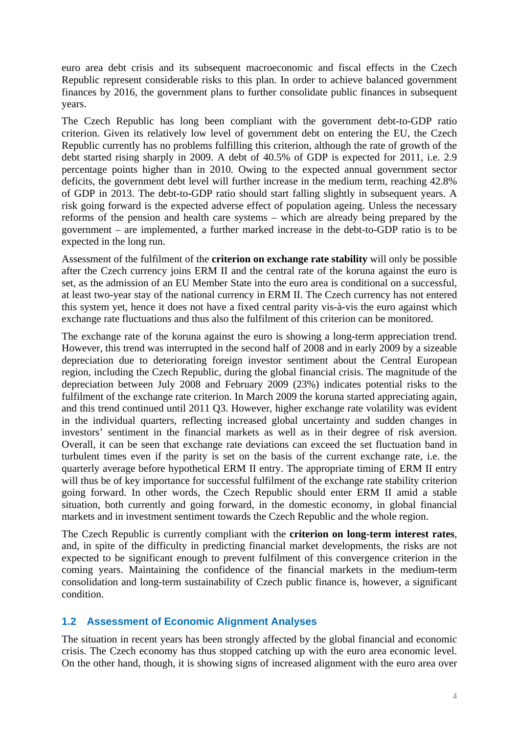euro area debt crisis and its subsequent macroeconomic and fiscal effects in the Czech Republic represent considerable risks to this plan. In order to achieve balanced government finances by 2016, the government plans to further consolidate public finances in subsequent years.

The Czech Republic has long been compliant with the government debt-to-GDP ratio criterion. Given its relatively low level of government debt on entering the EU, the Czech Republic currently has no problems fulfilling this criterion, although the rate of growth of the debt started rising sharply in 2009. A debt of 40.5% of GDP is expected for 2011, i.e. 2.9 percentage points higher than in 2010. Owing to the expected annual government sector deficits, the government debt level will further increase in the medium term, reaching 42.8% of GDP in 2013. The debt-to-GDP ratio should start falling slightly in subsequent years. A risk going forward is the expected adverse effect of population ageing. Unless the necessary reforms of the pension and health care systems – which are already being prepared by the government – are implemented, a further marked increase in the debt-to-GDP ratio is to be expected in the long run.

Assessment of the fulfilment of the **criterion on exchange rate stability** will only be possible after the Czech currency joins ERM II and the central rate of the koruna against the euro is set, as the admission of an EU Member State into the euro area is conditional on a successful, at least two-year stay of the national currency in ERM II. The Czech currency has not entered this system yet, hence it does not have a fixed central parity vis-à-vis the euro against which exchange rate fluctuations and thus also the fulfilment of this criterion can be monitored.

The exchange rate of the koruna against the euro is showing a long-term appreciation trend. However, this trend was interrupted in the second half of 2008 and in early 2009 by a sizeable depreciation due to deteriorating foreign investor sentiment about the Central European region, including the Czech Republic, during the global financial crisis. The magnitude of the depreciation between July 2008 and February 2009 (23%) indicates potential risks to the fulfilment of the exchange rate criterion. In March 2009 the koruna started appreciating again, and this trend continued until 2011 Q3. However, higher exchange rate volatility was evident in the individual quarters, reflecting increased global uncertainty and sudden changes in investors' sentiment in the financial markets as well as in their degree of risk aversion. Overall, it can be seen that exchange rate deviations can exceed the set fluctuation band in turbulent times even if the parity is set on the basis of the current exchange rate, i.e. the quarterly average before hypothetical ERM II entry. The appropriate timing of ERM II entry will thus be of key importance for successful fulfilment of the exchange rate stability criterion going forward. In other words, the Czech Republic should enter ERM II amid a stable situation, both currently and going forward, in the domestic economy, in global financial markets and in investment sentiment towards the Czech Republic and the whole region.

The Czech Republic is currently compliant with the **criterion on long-term interest rates**, and, in spite of the difficulty in predicting financial market developments, the risks are not expected to be significant enough to prevent fulfilment of this convergence criterion in the coming years. Maintaining the confidence of the financial markets in the medium-term consolidation and long-term sustainability of Czech public finance is, however, a significant condition.

## 1.2 Assessment of Economic Alignment Analyses

The situation in recent years has been strongly affected by the global financial and economic crisis. The Czech economy has thus stopped catching up with the euro area economic level. On the other hand, though, it is showing signs of increased alignment with the euro area over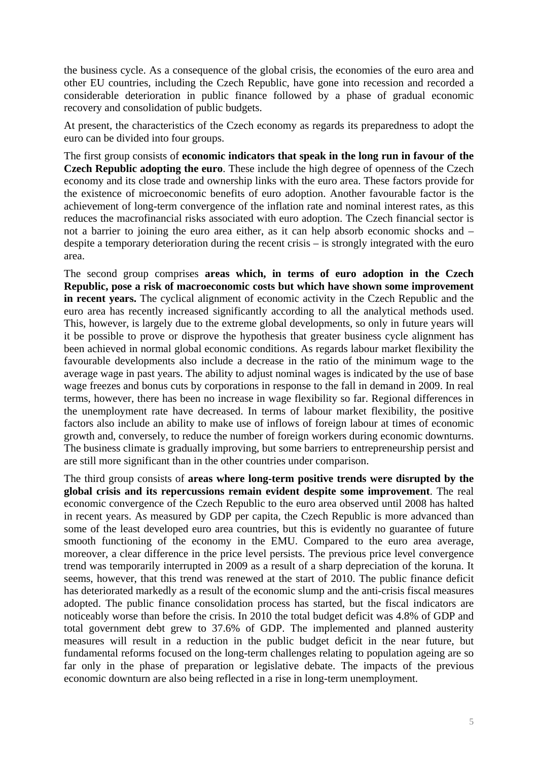the business cycle. As a consequence of the global crisis, the economies of the euro area and other EU countries, including the Czech Republic, have gone into recession and recorded a considerable deterioration in public finance followed by a phase of gradual economic recovery and consolidation of public budgets.

At present, the characteristics of the Czech economy as regards its preparedness to adopt the euro can be divided into four groups.

The first group consists of **economic indicators that speak in the long run in favour of the Czech Republic adopting the euro**. These include the high degree of openness of the Czech economy and its close trade and ownership links with the euro area. These factors provide for the existence of microeconomic benefits of euro adoption. Another favourable factor is the achievement of long-term convergence of the inflation rate and nominal interest rates, as this reduces the macrofinancial risks associated with euro adoption. The Czech financial sector is not a barrier to joining the euro area either, as it can help absorb economic shocks and – despite a temporary deterioration during the recent crisis – is strongly integrated with the euro area.

The second group comprises **areas which, in terms of euro adoption in the Czech Republic, pose a risk of macroeconomic costs but which have shown some improvement in recent years.** The cyclical alignment of economic activity in the Czech Republic and the euro area has recently increased significantly according to all the analytical methods used. This, however, is largely due to the extreme global developments, so only in future years will it be possible to prove or disprove the hypothesis that greater business cycle alignment has been achieved in normal global economic conditions. As regards labour market flexibility the favourable developments also include a decrease in the ratio of the minimum wage to the average wage in past years. The ability to adjust nominal wages is indicated by the use of base wage freezes and bonus cuts by corporations in response to the fall in demand in 2009. In real terms, however, there has been no increase in wage flexibility so far. Regional differences in the unemployment rate have decreased. In terms of labour market flexibility, the positive factors also include an ability to make use of inflows of foreign labour at times of economic growth and, conversely, to reduce the number of foreign workers during economic downturns. The business climate is gradually improving, but some barriers to entrepreneurship persist and are still more significant than in the other countries under comparison.

The third group consists of **areas where long-term positive trends were disrupted by the global crisis and its repercussions remain evident despite some improvement**. The real economic convergence of the Czech Republic to the euro area observed until 2008 has halted in recent years. As measured by GDP per capita, the Czech Republic is more advanced than some of the least developed euro area countries, but this is evidently no guarantee of future smooth functioning of the economy in the EMU. Compared to the euro area average, moreover, a clear difference in the price level persists. The previous price level convergence trend was temporarily interrupted in 2009 as a result of a sharp depreciation of the koruna. It seems, however, that this trend was renewed at the start of 2010. The public finance deficit has deteriorated markedly as a result of the economic slump and the anti-crisis fiscal measures adopted. The public finance consolidation process has started, but the fiscal indicators are noticeably worse than before the crisis. In 2010 the total budget deficit was 4.8% of GDP and total government debt grew to 37.6% of GDP. The implemented and planned austerity measures will result in a reduction in the public budget deficit in the near future, but fundamental reforms focused on the long-term challenges relating to population ageing are so far only in the phase of preparation or legislative debate. The impacts of the previous economic downturn are also being reflected in a rise in long-term unemployment.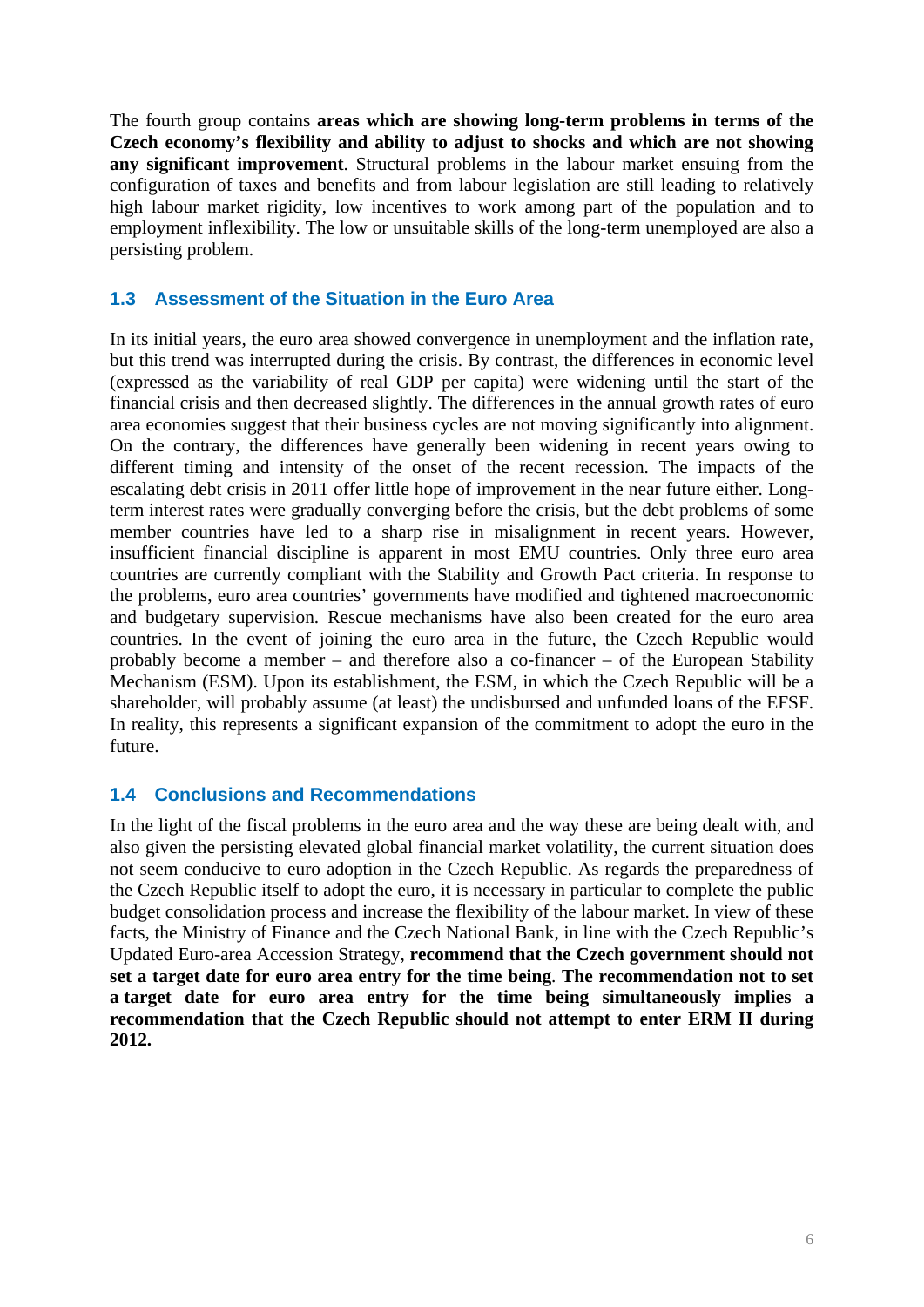The fourth group contains **areas which are showing long-term problems in terms of the Czech economy's flexibility and ability to adjust to shocks and which are not showing any significant improvement**. Structural problems in the labour market ensuing from the configuration of taxes and benefits and from labour legislation are still leading to relatively high labour market rigidity, low incentives to work among part of the population and to employment inflexibility. The low or unsuitable skills of the long-term unemployed are also a persisting problem.

## 1.3 Assessment of the Situation in the Euro Area

In its initial years, the euro area showed convergence in unemployment and the inflation rate, but this trend was interrupted during the crisis. By contrast, the differences in economic level (expressed as the variability of real GDP per capita) were widening until the start of the financial crisis and then decreased slightly. The differences in the annual growth rates of euro area economies suggest that their business cycles are not moving significantly into alignment. On the contrary, the differences have generally been widening in recent years owing to different timing and intensity of the onset of the recent recession. The impacts of the escalating debt crisis in 2011 offer little hope of improvement in the near future either. Long-term interest rates were gradually converging before the crisis, but the debt problems of some member countries have led to a sharp rise in misalignment in recent years. However, insufficient financial discipline is apparent in most EMU countries. Only three euro area countries are currently compliant with the Stability and Growth Pact criteria. In response to the problems, euro area countries' governments have modified and tightened macroeconomic and budgetary supervision. Rescue mechanisms have also been created for the euro area countries. In the event of joining the euro area in the future, the Czech Republic would probably become a member – and therefore also a co-financer – of the European Stability Mechanism (ESM). Upon its establishment, the ESM, in which the Czech Republic will be a shareholder, will probably assume (at least) the undisbursed and unfunded loans of the EFSF. In reality, this represents a significant expansion of the commitment to adopt the euro in the future.

## 1.4 Conclusions and Recommendations

In the light of the fiscal problems in the euro area and the way these are being dealt with, and also given the persisting elevated global financial market volatility, the current situation does not seem conducive to euro adoption in the Czech Republic. As regards the preparedness of the Czech Republic itself to adopt the euro, it is necessary in particular to complete the public budget consolidation process and increase the flexibility of the labour market. In view of these facts, the Ministry of Finance and the Czech National Bank, in line with the Czech Republic's Updated Euro-area Accession Strategy, **recommend that the Czech government should not set a target date for euro area entry for the time being**. **The recommendation not to set a target date for euro area entry for the time being simultaneously implies a recommendation that the Czech Republic should not attempt to enter ERM II during 2012.**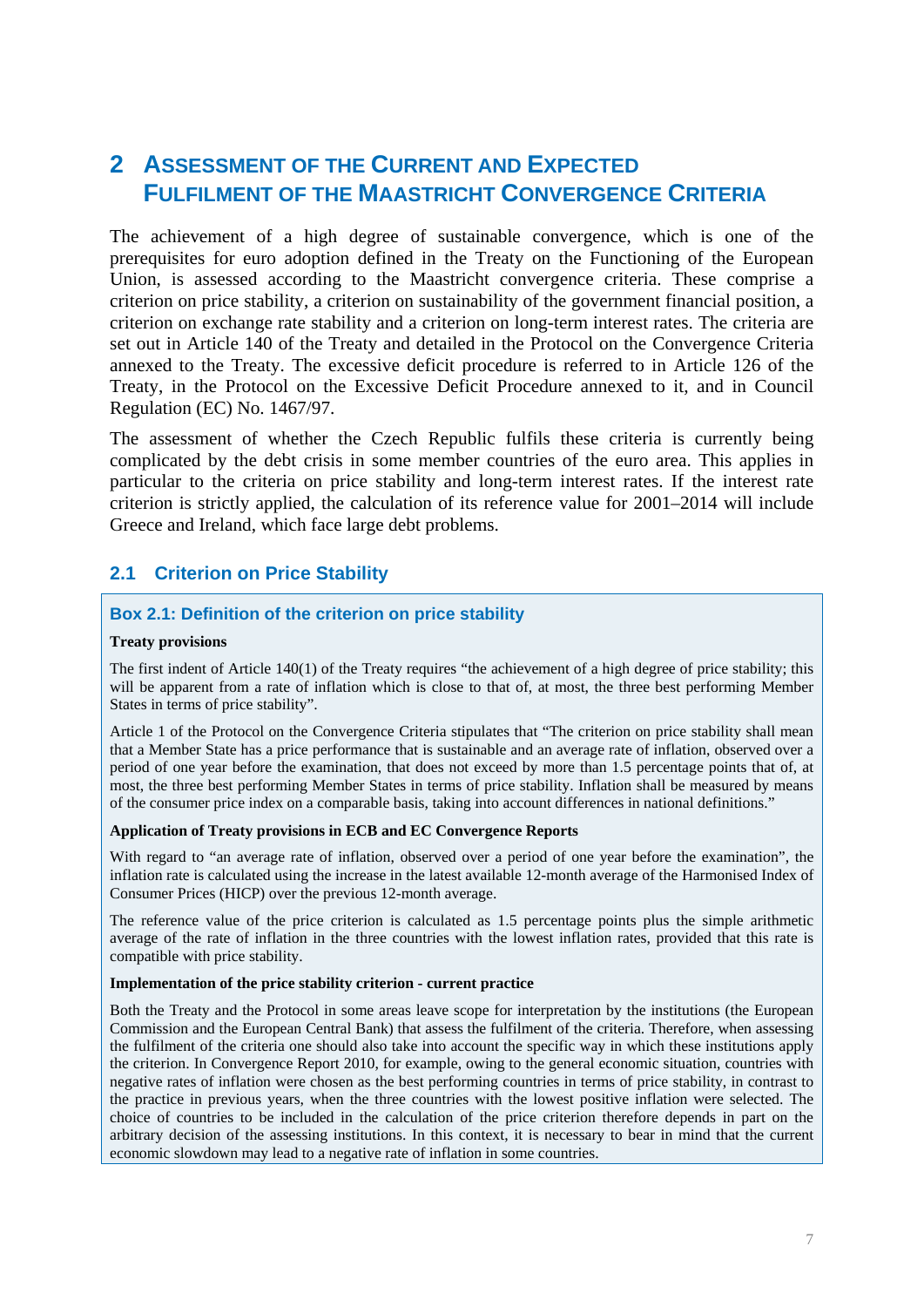# 2 Assessment of the Current and Expected Fulfilment of the Maastricht Convergence Criteria

The achievement of a high degree of sustainable convergence, which is one of the prerequisites for euro adoption defined in the Treaty on the Functioning of the European Union, is assessed according to the Maastricht convergence criteria. These comprise a criterion on price stability, a criterion on sustainability of the government financial position, a criterion on exchange rate stability and a criterion on long-term interest rates. The criteria are set out in Article 140 of the Treaty and detailed in the Protocol on the Convergence Criteria annexed to the Treaty. The excessive deficit procedure is referred to in Article 126 of the Treaty, in the Protocol on the Excessive Deficit Procedure annexed to it, and in Council Regulation (EC) No. 1467/97.

The assessment of whether the Czech Republic fulfils these criteria is currently being complicated by the debt crisis in some member countries of the euro area. This applies in particular to the criteria on price stability and long-term interest rates. If the interest rate criterion is strictly applied, the calculation of its reference value for 2001–2014 will include Greece and Ireland, which face large debt problems.

## 2.1 Criterion on Price Stability

### Box 2.1: Definition of the criterion on price stability

**Treaty provisions**

The first indent of Article 140(1) of the Treaty requires "the achievement of a high degree of price stability; this will be apparent from a rate of inflation which is close to that of, at most, the three best performing Member States in terms of price stability".

Article 1 of the Protocol on the Convergence Criteria stipulates that "The criterion on price stability shall mean that a Member State has a price performance that is sustainable and an average rate of inflation, observed over a period of one year before the examination, that does not exceed by more than 1.5 percentage points that of, at most, the three best performing Member States in terms of price stability. Inflation shall be measured by means of the consumer price index on a comparable basis, taking into account differences in national definitions."

**Application of Treaty provisions in ECB and EC Convergence Reports**

With regard to "an average rate of inflation, observed over a period of one year before the examination", the inflation rate is calculated using the increase in the latest available 12-month average of the Harmonised Index of Consumer Prices (HICP) over the previous 12-month average.

The reference value of the price criterion is calculated as 1.5 percentage points plus the simple arithmetic average of the rate of inflation in the three countries with the lowest inflation rates, provided that this rate is compatible with price stability.

**Implementation of the price stability criterion - current practice**

Both the Treaty and the Protocol in some areas leave scope for interpretation by the institutions (the European Commission and the European Central Bank) that assess the fulfilment of the criteria. Therefore, when assessing the fulfilment of the criteria one should also take into account the specific way in which these institutions apply the criterion. In Convergence Report 2010, for example, owing to the general economic situation, countries with negative rates of inflation were chosen as the best performing countries in terms of price stability, in contrast to the practice in previous years, when the three countries with the lowest positive inflation were selected. The choice of countries to be included in the calculation of the price criterion therefore depends in part on the arbitrary decision of the assessing institutions. In this context, it is necessary to bear in mind that the current economic slowdown may lead to a negative rate of inflation in some countries.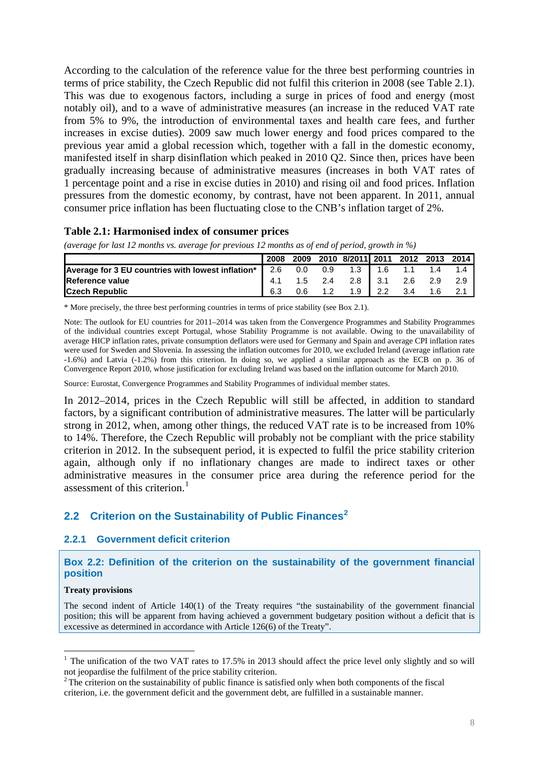According to the calculation of the reference value for the three best performing countries in terms of price stability, the Czech Republic did not fulfil this criterion in 2008 (see Table 2.1). This was due to exogenous factors, including a surge in prices of food and energy (most notably oil), and to a wave of administrative measures (an increase in the reduced VAT rate from 5% to 9%, the introduction of environmental taxes and health care fees, and further increases in excise duties). 2009 saw much lower energy and food prices compared to the previous year amid a global recession which, together with a fall in the domestic economy, manifested itself in sharp disinflation which peaked in 2010 Q2. Since then, prices have been gradually increasing because of administrative measures (increases in both VAT rates of 1 percentage point and a rise in excise duties in 2010) and rising oil and food prices. Inflation pressures from the domestic economy, by contrast, have not been apparent. In 2011, annual consumer price inflation has been fluctuating close to the CNB's inflation target of 2%.

**Table 2.1: Harmonised index of consumer prices**

*(average for last 12 months vs. average for previous 12 months as of end of period, growth in %)*

| | 2008 | 2009 | 2010 | 8/2011 | 2011 | 2012 | 2013 | 2014 |
|---|---|---|---|---|---|---|---|---|
| **Average for 3 EU countries with lowest inflation*** | 2.6 | 0.0 | 0.9 | 1.3 | 1.6 | 1.1 | 1.4 | 1.4 |
| **Reference value** | 4.1 | 1.5 | 2.4 | 2.8 | 3.1 | 2.6 | 2.9 | 2.9 |
| **Czech Republic** | 6.3 | 0.6 | 1.2 | 1.9 | 2.2 | 3.4 | 1.6 | 2.1 |

\* More precisely, the three best performing countries in terms of price stability (see Box 2.1).

Note: The outlook for EU countries for 2011–2014 was taken from the Convergence Programmes and Stability Programmes of the individual countries except Portugal, whose Stability Programme is not available. Owing to the unavailability of average HICP inflation rates, private consumption deflators were used for Germany and Spain and average CPI inflation rates were used for Sweden and Slovenia. In assessing the inflation outcomes for 2010, we excluded Ireland (average inflation rate -1.6%) and Latvia (-1.2%) from this criterion. In doing so, we applied a similar approach as the ECB on p. 36 of Convergence Report 2010, whose justification for excluding Ireland was based on the inflation outcome for March 2010.

Source: Eurostat, Convergence Programmes and Stability Programmes of individual member states.

In 2012–2014, prices in the Czech Republic will still be affected, in addition to standard factors, by a significant contribution of administrative measures. The latter will be particularly strong in 2012, when, among other things, the reduced VAT rate is to be increased from 10% to 14%. Therefore, the Czech Republic will probably not be compliant with the price stability criterion in 2012. In the subsequent period, it is expected to fulfil the price stability criterion again, although only if no inflationary changes are made to indirect taxes or other administrative measures in the consumer price area during the reference period for the assessment of this criterion.[1]

## 2.2 Criterion on the Sustainability of Public Finances[2]

### 2.2.1 Government deficit criterion

**Box 2.2: Definition of the criterion on the sustainability of the government financial position**

**Treaty provisions**

The second indent of Article 140(1) of the Treaty requires "the sustainability of the government financial position; this will be apparent from having achieved a government budgetary position without a deficit that is excessive as determined in accordance with Article 126(6) of the Treaty".

---

[1] The unification of the two VAT rates to 17.5% in 2013 should affect the price level only slightly and so will not jeopardise the fulfilment of the price stability criterion.

[2] The criterion on the sustainability of public finance is satisfied only when both components of the fiscal criterion, i.e. the government deficit and the government debt, are fulfilled in a sustainable manner.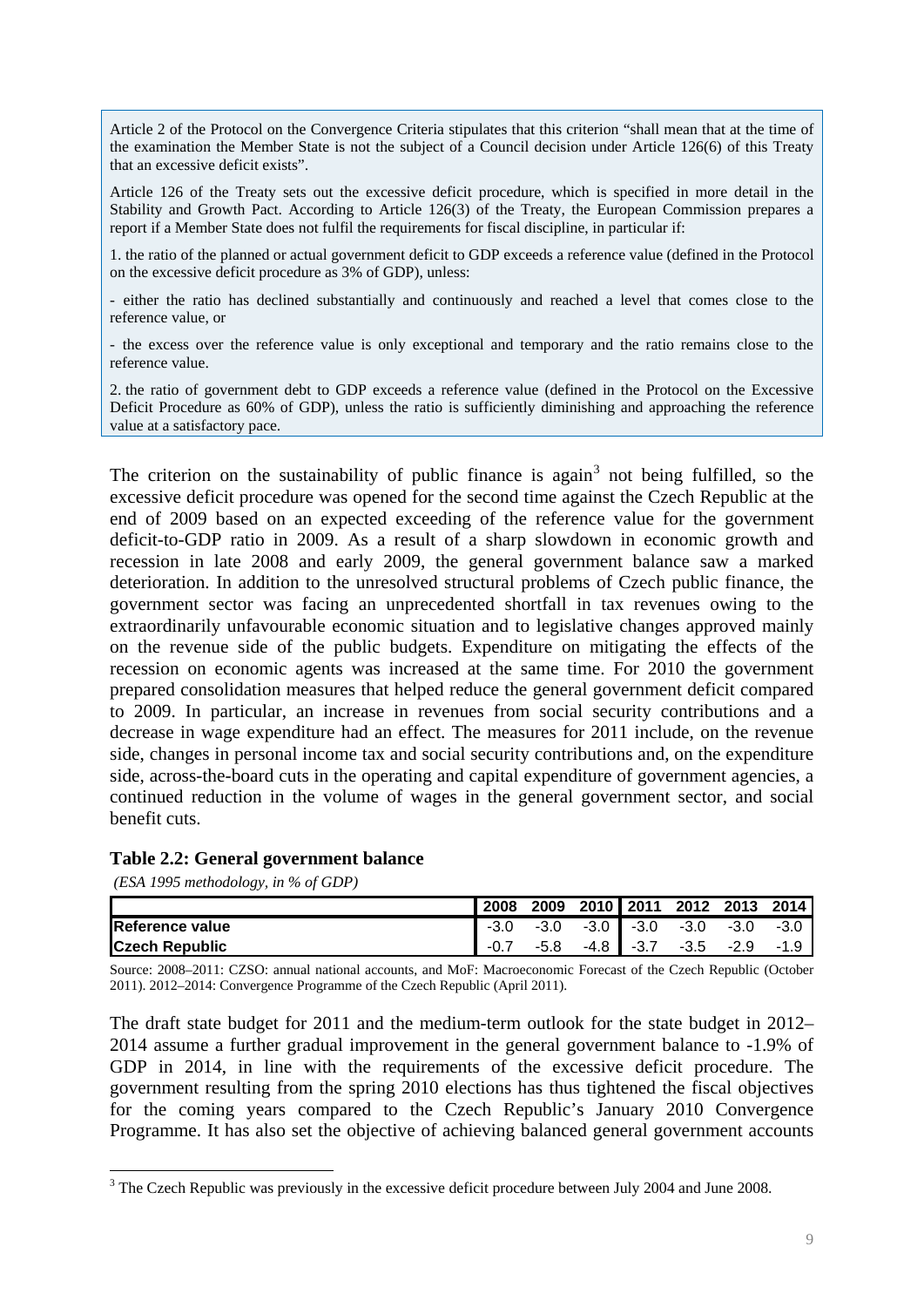Article 2 of the Protocol on the Convergence Criteria stipulates that this criterion "shall mean that at the time of the examination the Member State is not the subject of a Council decision under Article 126(6) of this Treaty that an excessive deficit exists".

Article 126 of the Treaty sets out the excessive deficit procedure, which is specified in more detail in the Stability and Growth Pact. According to Article 126(3) of the Treaty, the European Commission prepares a report if a Member State does not fulfil the requirements for fiscal discipline, in particular if:

1. the ratio of the planned or actual government deficit to GDP exceeds a reference value (defined in the Protocol on the excessive deficit procedure as 3% of GDP), unless:

- either the ratio has declined substantially and continuously and reached a level that comes close to the reference value, or

- the excess over the reference value is only exceptional and temporary and the ratio remains close to the reference value.

2. the ratio of government debt to GDP exceeds a reference value (defined in the Protocol on the Excessive Deficit Procedure as 60% of GDP), unless the ratio is sufficiently diminishing and approaching the reference value at a satisfactory pace.

The criterion on the sustainability of public finance is again[3] not being fulfilled, so the excessive deficit procedure was opened for the second time against the Czech Republic at the end of 2009 based on an expected exceeding of the reference value for the government deficit-to-GDP ratio in 2009. As a result of a sharp slowdown in economic growth and recession in late 2008 and early 2009, the general government balance saw a marked deterioration. In addition to the unresolved structural problems of Czech public finance, the government sector was facing an unprecedented shortfall in tax revenues owing to the extraordinarily unfavourable economic situation and to legislative changes approved mainly on the revenue side of the public budgets. Expenditure on mitigating the effects of the recession on economic agents was increased at the same time. For 2010 the government prepared consolidation measures that helped reduce the general government deficit compared to 2009. In particular, an increase in revenues from social security contributions and a decrease in wage expenditure had an effect. The measures for 2011 include, on the revenue side, changes in personal income tax and social security contributions and, on the expenditure side, across-the-board cuts in the operating and capital expenditure of government agencies, a continued reduction in the volume of wages in the general government sector, and social benefit cuts.

**Table 2.2: General government balance**

*(ESA 1995 methodology, in % of GDP)*

| | 2008 | 2009 | 2010 | 2011 | 2012 | 2013 | 2014 |
|---|---|---|---|---|---|---|---|
| **Reference value** | -3.0 | -3.0 | -3.0 | -3.0 | -3.0 | -3.0 | -3.0 |
| **Czech Republic** | -0.7 | -5.8 | -4.8 | -3.7 | -3.5 | -2.9 | -1.9 |

Source: 2008–2011: CZSO: annual national accounts, and MoF: Macroeconomic Forecast of the Czech Republic (October 2011). 2012–2014: Convergence Programme of the Czech Republic (April 2011).

The draft state budget for 2011 and the medium-term outlook for the state budget in 2012–2014 assume a further gradual improvement in the general government balance to -1.9% of GDP in 2014, in line with the requirements of the excessive deficit procedure. The government resulting from the spring 2010 elections has thus tightened the fiscal objectives for the coming years compared to the Czech Republic's January 2010 Convergence Programme. It has also set the objective of achieving balanced general government accounts

[3] The Czech Republic was previously in the excessive deficit procedure between July 2004 and June 2008.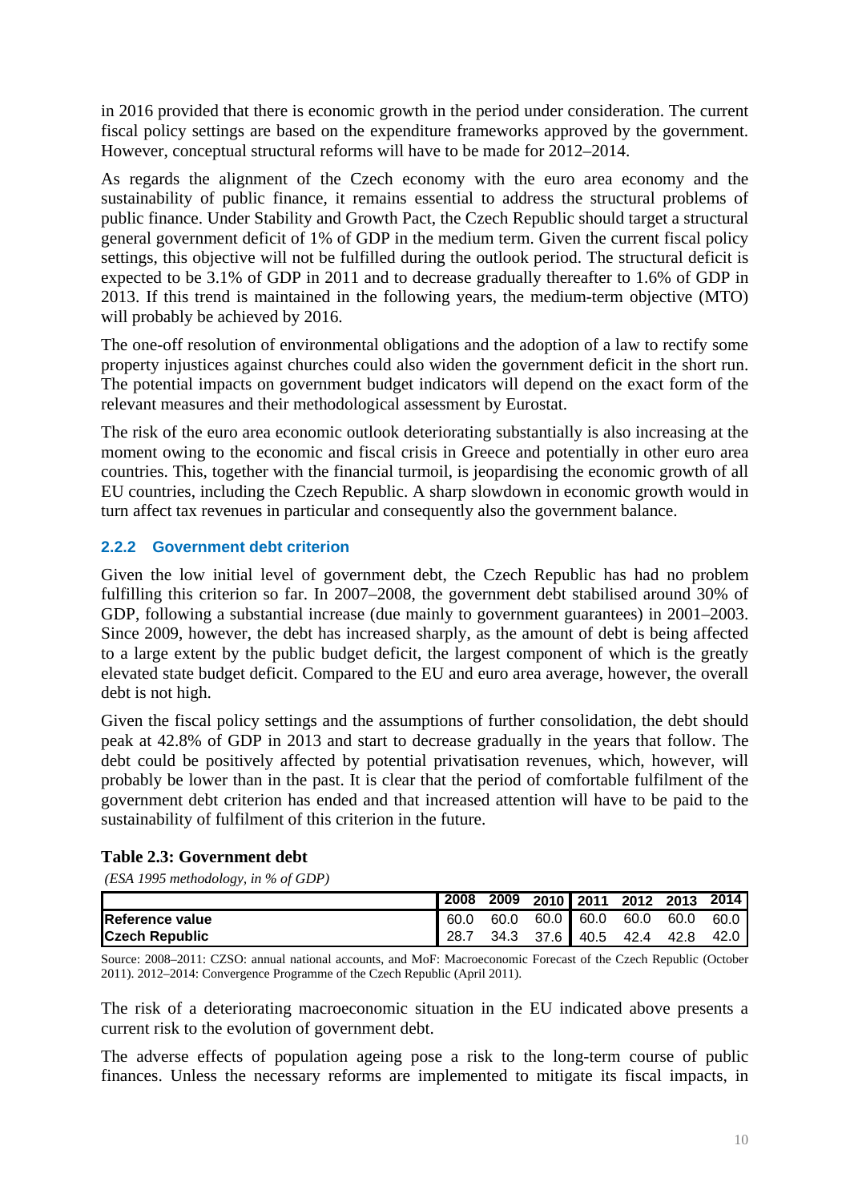in 2016 provided that there is economic growth in the period under consideration. The current fiscal policy settings are based on the expenditure frameworks approved by the government. However, conceptual structural reforms will have to be made for 2012–2014.

As regards the alignment of the Czech economy with the euro area economy and the sustainability of public finance, it remains essential to address the structural problems of public finance. Under Stability and Growth Pact, the Czech Republic should target a structural general government deficit of 1% of GDP in the medium term. Given the current fiscal policy settings, this objective will not be fulfilled during the outlook period. The structural deficit is expected to be 3.1% of GDP in 2011 and to decrease gradually thereafter to 1.6% of GDP in 2013. If this trend is maintained in the following years, the medium-term objective (MTO) will probably be achieved by 2016.

The one-off resolution of environmental obligations and the adoption of a law to rectify some property injustices against churches could also widen the government deficit in the short run. The potential impacts on government budget indicators will depend on the exact form of the relevant measures and their methodological assessment by Eurostat.

The risk of the euro area economic outlook deteriorating substantially is also increasing at the moment owing to the economic and fiscal crisis in Greece and potentially in other euro area countries. This, together with the financial turmoil, is jeopardising the economic growth of all EU countries, including the Czech Republic. A sharp slowdown in economic growth would in turn affect tax revenues in particular and consequently also the government balance.

### 2.2.2 Government debt criterion

Given the low initial level of government debt, the Czech Republic has had no problem fulfilling this criterion so far. In 2007–2008, the government debt stabilised around 30% of GDP, following a substantial increase (due mainly to government guarantees) in 2001–2003. Since 2009, however, the debt has increased sharply, as the amount of debt is being affected to a large extent by the public budget deficit, the largest component of which is the greatly elevated state budget deficit. Compared to the EU and euro area average, however, the overall debt is not high.

Given the fiscal policy settings and the assumptions of further consolidation, the debt should peak at 42.8% of GDP in 2013 and start to decrease gradually in the years that follow. The debt could be positively affected by potential privatisation revenues, which, however, will probably be lower than in the past. It is clear that the period of comfortable fulfilment of the government debt criterion has ended and that increased attention will have to be paid to the sustainability of fulfilment of this criterion in the future.

**Table 2.3: Government debt**

*(ESA 1995 methodology, in % of GDP)*

| | 2008 | 2009 | 2010 | 2011 | 2012 | 2013 | 2014 |
|---|---|---|---|---|---|---|---|
| **Reference value** | 60.0 | 60.0 | 60.0 | 60.0 | 60.0 | 60.0 | 60.0 |
| **Czech Republic** | 28.7 | 34.3 | 37.6 | 40.5 | 42.4 | 42.8 | 42.0 |

Source: 2008–2011: CZSO: annual national accounts, and MoF: Macroeconomic Forecast of the Czech Republic (October 2011). 2012–2014: Convergence Programme of the Czech Republic (April 2011).

The risk of a deteriorating macroeconomic situation in the EU indicated above presents a current risk to the evolution of government debt.

The adverse effects of population ageing pose a risk to the long-term course of public finances. Unless the necessary reforms are implemented to mitigate its fiscal impacts, in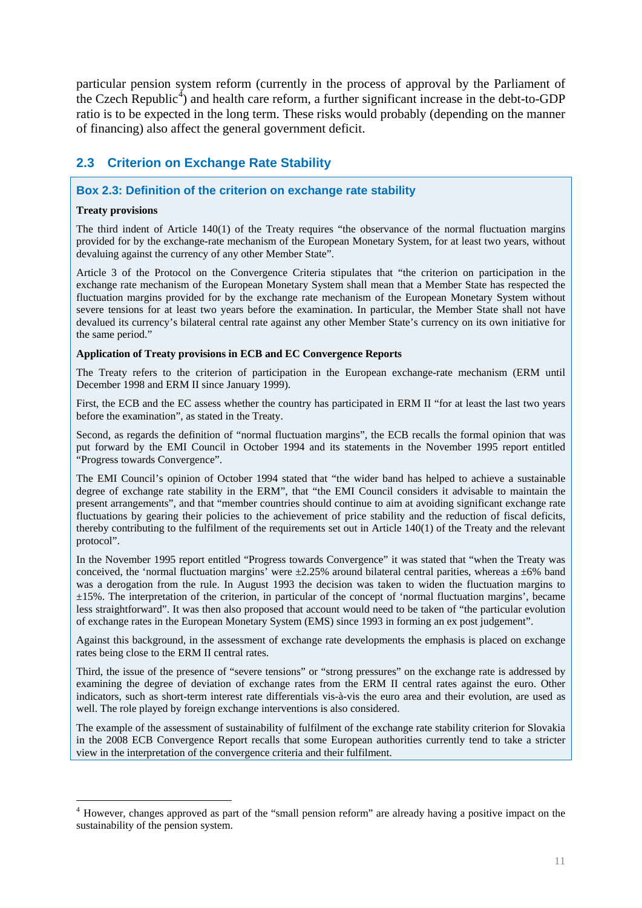particular pension system reform (currently in the process of approval by the Parliament of the Czech Republic[4]) and health care reform, a further significant increase in the debt-to-GDP ratio is to be expected in the long term. These risks would probably (depending on the manner of financing) also affect the general government deficit.

## 2.3 Criterion on Exchange Rate Stability

### Box 2.3: Definition of the criterion on exchange rate stability

**Treaty provisions**

The third indent of Article 140(1) of the Treaty requires "the observance of the normal fluctuation margins provided for by the exchange-rate mechanism of the European Monetary System, for at least two years, without devaluing against the currency of any other Member State".

Article 3 of the Protocol on the Convergence Criteria stipulates that "the criterion on participation in the exchange rate mechanism of the European Monetary System shall mean that a Member State has respected the fluctuation margins provided for by the exchange rate mechanism of the European Monetary System without severe tensions for at least two years before the examination. In particular, the Member State shall not have devalued its currency's bilateral central rate against any other Member State's currency on its own initiative for the same period."

**Application of Treaty provisions in ECB and EC Convergence Reports**

The Treaty refers to the criterion of participation in the European exchange-rate mechanism (ERM until December 1998 and ERM II since January 1999).

First, the ECB and the EC assess whether the country has participated in ERM II "for at least the last two years before the examination", as stated in the Treaty.

Second, as regards the definition of "normal fluctuation margins", the ECB recalls the formal opinion that was put forward by the EMI Council in October 1994 and its statements in the November 1995 report entitled "Progress towards Convergence".

The EMI Council's opinion of October 1994 stated that "the wider band has helped to achieve a sustainable degree of exchange rate stability in the ERM", that "the EMI Council considers it advisable to maintain the present arrangements", and that "member countries should continue to aim at avoiding significant exchange rate fluctuations by gearing their policies to the achievement of price stability and the reduction of fiscal deficits, thereby contributing to the fulfilment of the requirements set out in Article 140(1) of the Treaty and the relevant protocol".

In the November 1995 report entitled "Progress towards Convergence" it was stated that "when the Treaty was conceived, the 'normal fluctuation margins' were ±2.25% around bilateral central parities, whereas a ±6% band was a derogation from the rule. In August 1993 the decision was taken to widen the fluctuation margins to ±15%. The interpretation of the criterion, in particular of the concept of 'normal fluctuation margins', became less straightforward". It was then also proposed that account would need to be taken of "the particular evolution of exchange rates in the European Monetary System (EMS) since 1993 in forming an ex post judgement".

Against this background, in the assessment of exchange rate developments the emphasis is placed on exchange rates being close to the ERM II central rates.

Third, the issue of the presence of "severe tensions" or "strong pressures" on the exchange rate is addressed by examining the degree of deviation of exchange rates from the ERM II central rates against the euro. Other indicators, such as short-term interest rate differentials vis-à-vis the euro area and their evolution, are used as well. The role played by foreign exchange interventions is also considered.

The example of the assessment of sustainability of fulfilment of the exchange rate stability criterion for Slovakia in the 2008 ECB Convergence Report recalls that some European authorities currently tend to take a stricter view in the interpretation of the convergence criteria and their fulfilment.

---

[4] However, changes approved as part of the "small pension reform" are already having a positive impact on the sustainability of the pension system.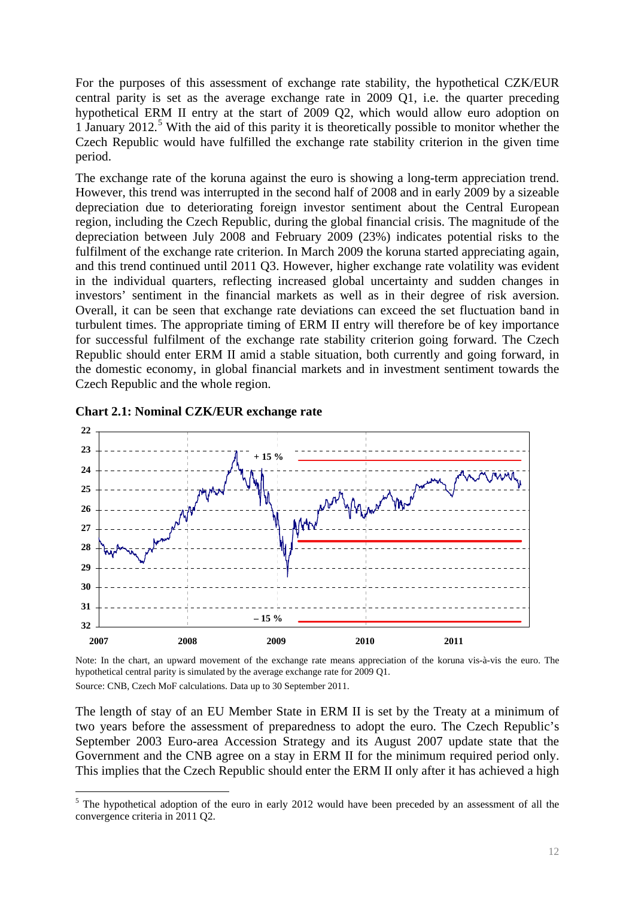For the purposes of this assessment of exchange rate stability, the hypothetical CZK/EUR central parity is set as the average exchange rate in 2009 Q1, i.e. the quarter preceding hypothetical ERM II entry at the start of 2009 Q2, which would allow euro adoption on 1 January 2012.[5] With the aid of this parity it is theoretically possible to monitor whether the Czech Republic would have fulfilled the exchange rate stability criterion in the given time period.

The exchange rate of the koruna against the euro is showing a long-term appreciation trend. However, this trend was interrupted in the second half of 2008 and in early 2009 by a sizeable depreciation due to deteriorating foreign investor sentiment about the Central European region, including the Czech Republic, during the global financial crisis. The magnitude of the depreciation between July 2008 and February 2009 (23%) indicates potential risks to the fulfilment of the exchange rate criterion. In March 2009 the koruna started appreciating again, and this trend continued until 2011 Q3. However, higher exchange rate volatility was evident in the individual quarters, reflecting increased global uncertainty and sudden changes in investors' sentiment in the financial markets as well as in their degree of risk aversion. Overall, it can be seen that exchange rate deviations can exceed the set fluctuation band in turbulent times. The appropriate timing of ERM II entry will therefore be of key importance for successful fulfilment of the exchange rate stability criterion going forward. The Czech Republic should enter ERM II amid a stable situation, both currently and going forward, in the domestic economy, in global financial markets and in investment sentiment towards the Czech Republic and the whole region.

**Chart 2.1: Nominal CZK/EUR exchange rate**

Note: In the chart, an upward movement of the exchange rate means appreciation of the koruna vis-à-vis the euro. The hypothetical central parity is simulated by the average exchange rate for 2009 Q1.

Source: CNB, Czech MoF calculations. Data up to 30 September 2011.

The length of stay of an EU Member State in ERM II is set by the Treaty at a minimum of two years before the assessment of preparedness to adopt the euro. The Czech Republic's September 2003 Euro-area Accession Strategy and its August 2007 update state that the Government and the CNB agree on a stay in ERM II for the minimum required period only. This implies that the Czech Republic should enter the ERM II only after it has achieved a high

[5] The hypothetical adoption of the euro in early 2012 would have been preceded by an assessment of all the convergence criteria in 2011 Q2.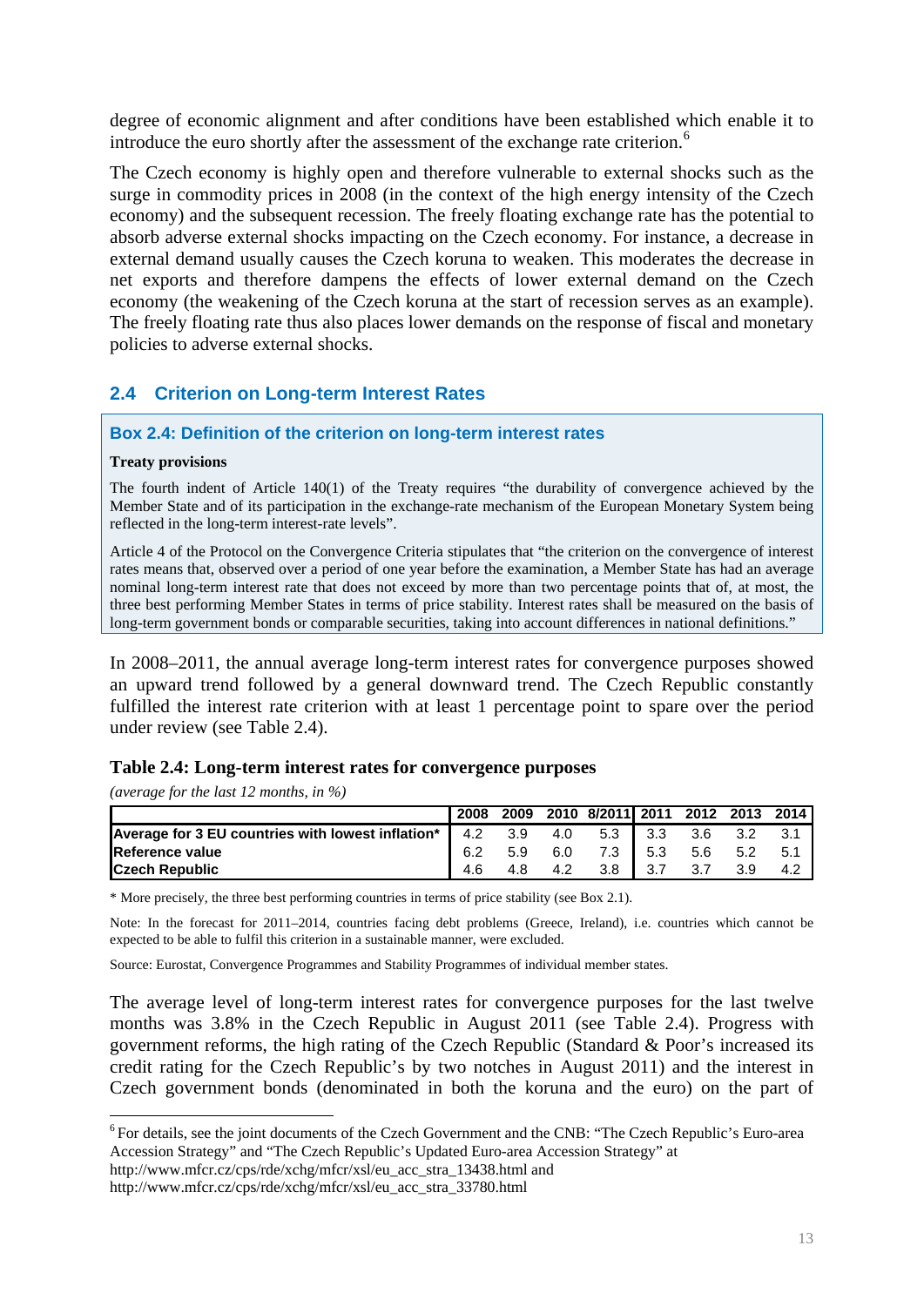degree of economic alignment and after conditions have been established which enable it to introduce the euro shortly after the assessment of the exchange rate criterion.[6]

The Czech economy is highly open and therefore vulnerable to external shocks such as the surge in commodity prices in 2008 (in the context of the high energy intensity of the Czech economy) and the subsequent recession. The freely floating exchange rate has the potential to absorb adverse external shocks impacting on the Czech economy. For instance, a decrease in external demand usually causes the Czech koruna to weaken. This moderates the decrease in net exports and therefore dampens the effects of lower external demand on the Czech economy (the weakening of the Czech koruna at the start of recession serves as an example). The freely floating rate thus also places lower demands on the response of fiscal and monetary policies to adverse external shocks.

## 2.4 Criterion on Long-term Interest Rates

### Box 2.4: Definition of the criterion on long-term interest rates

**Treaty provisions**

The fourth indent of Article 140(1) of the Treaty requires "the durability of convergence achieved by the Member State and of its participation in the exchange-rate mechanism of the European Monetary System being reflected in the long-term interest-rate levels".

Article 4 of the Protocol on the Convergence Criteria stipulates that "the criterion on the convergence of interest rates means that, observed over a period of one year before the examination, a Member State has had an average nominal long-term interest rate that does not exceed by more than two percentage points that of, at most, the three best performing Member States in terms of price stability. Interest rates shall be measured on the basis of long-term government bonds or comparable securities, taking into account differences in national definitions."

In 2008–2011, the annual average long-term interest rates for convergence purposes showed an upward trend followed by a general downward trend. The Czech Republic constantly fulfilled the interest rate criterion with at least 1 percentage point to spare over the period under review (see Table 2.4).

**Table 2.4: Long-term interest rates for convergence purposes**

*(average for the last 12 months, in %)*

| | 2008 | 2009 | 2010 | 8/2011 | 2011 | 2012 | 2013 | 2014 |
|---|---|---|---|---|---|---|---|---|
| **Average for 3 EU countries with lowest inflation*** | 4.2 | 3.9 | 4.0 | 5.3 | 3.3 | 3.6 | 3.2 | 3.1 |
| **Reference value** | 6.2 | 5.9 | 6.0 | 7.3 | 5.3 | 5.6 | 5.2 | 5.1 |
| **Czech Republic** | 4.6 | 4.8 | 4.2 | 3.8 | 3.7 | 3.7 | 3.9 | 4.2 |

\* More precisely, the three best performing countries in terms of price stability (see Box 2.1).

Note: In the forecast for 2011–2014, countries facing debt problems (Greece, Ireland), i.e. countries which cannot be expected to be able to fulfil this criterion in a sustainable manner, were excluded.

Source: Eurostat, Convergence Programmes and Stability Programmes of individual member states.

The average level of long-term interest rates for convergence purposes for the last twelve months was 3.8% in the Czech Republic in August 2011 (see Table 2.4). Progress with government reforms, the high rating of the Czech Republic (Standard & Poor's increased its credit rating for the Czech Republic's by two notches in August 2011) and the interest in Czech government bonds (denominated in both the koruna and the euro) on the part of

[6] For details, see the joint documents of the Czech Government and the CNB: "The Czech Republic's Euro-area Accession Strategy" and "The Czech Republic's Updated Euro-area Accession Strategy" at http://www.mfcr.cz/cps/rde/xchg/mfcr/xsl/eu_acc_stra_13438.html and http://www.mfcr.cz/cps/rde/xchg/mfcr/xsl/eu_acc_stra_33780.html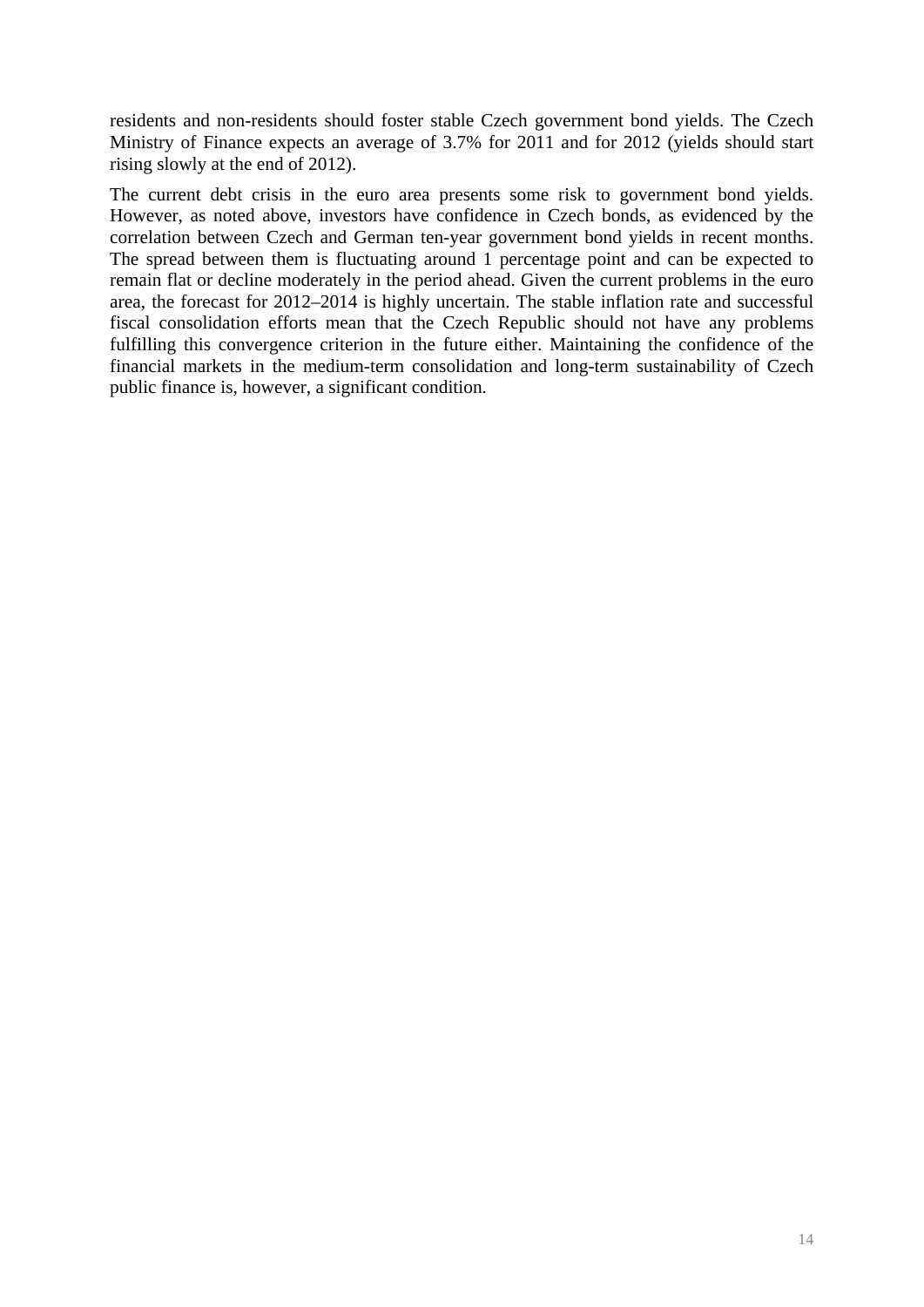residents and non-residents should foster stable Czech government bond yields. The Czech Ministry of Finance expects an average of 3.7% for 2011 and for 2012 (yields should start rising slowly at the end of 2012).

The current debt crisis in the euro area presents some risk to government bond yields. However, as noted above, investors have confidence in Czech bonds, as evidenced by the correlation between Czech and German ten-year government bond yields in recent months. The spread between them is fluctuating around 1 percentage point and can be expected to remain flat or decline moderately in the period ahead. Given the current problems in the euro area, the forecast for 2012–2014 is highly uncertain. The stable inflation rate and successful fiscal consolidation efforts mean that the Czech Republic should not have any problems fulfilling this convergence criterion in the future either. Maintaining the confidence of the financial markets in the medium-term consolidation and long-term sustainability of Czech public finance is, however, a significant condition.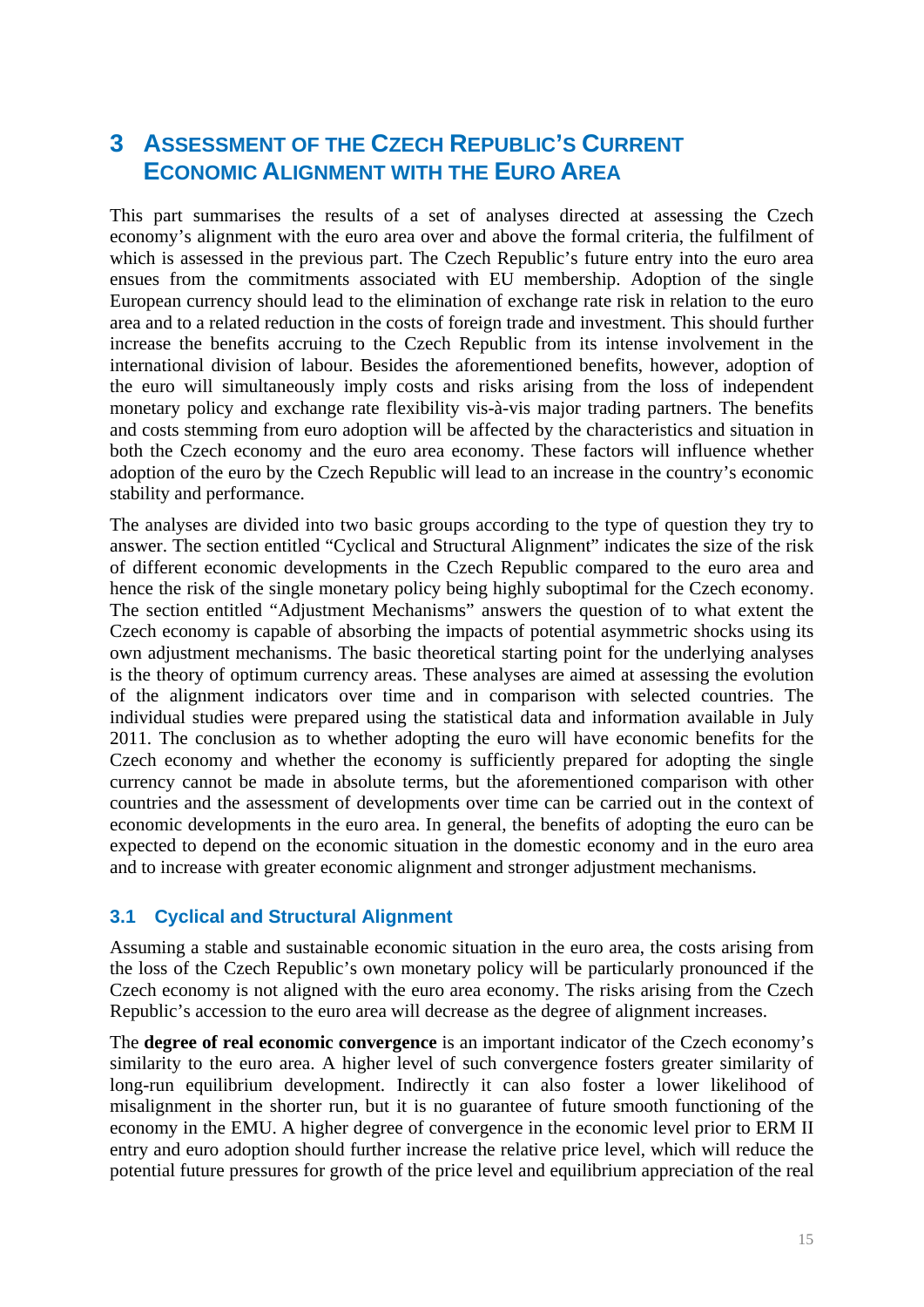# 3 ASSESSMENT OF THE CZECH REPUBLIC'S CURRENT ECONOMIC ALIGNMENT WITH THE EURO AREA

This part summarises the results of a set of analyses directed at assessing the Czech economy's alignment with the euro area over and above the formal criteria, the fulfilment of which is assessed in the previous part. The Czech Republic's future entry into the euro area ensues from the commitments associated with EU membership. Adoption of the single European currency should lead to the elimination of exchange rate risk in relation to the euro area and to a related reduction in the costs of foreign trade and investment. This should further increase the benefits accruing to the Czech Republic from its intense involvement in the international division of labour. Besides the aforementioned benefits, however, adoption of the euro will simultaneously imply costs and risks arising from the loss of independent monetary policy and exchange rate flexibility vis-à-vis major trading partners. The benefits and costs stemming from euro adoption will be affected by the characteristics and situation in both the Czech economy and the euro area economy. These factors will influence whether adoption of the euro by the Czech Republic will lead to an increase in the country's economic stability and performance.

The analyses are divided into two basic groups according to the type of question they try to answer. The section entitled "Cyclical and Structural Alignment" indicates the size of the risk of different economic developments in the Czech Republic compared to the euro area and hence the risk of the single monetary policy being highly suboptimal for the Czech economy. The section entitled "Adjustment Mechanisms" answers the question of to what extent the Czech economy is capable of absorbing the impacts of potential asymmetric shocks using its own adjustment mechanisms. The basic theoretical starting point for the underlying analyses is the theory of optimum currency areas. These analyses are aimed at assessing the evolution of the alignment indicators over time and in comparison with selected countries. The individual studies were prepared using the statistical data and information available in July 2011. The conclusion as to whether adopting the euro will have economic benefits for the Czech economy and whether the economy is sufficiently prepared for adopting the single currency cannot be made in absolute terms, but the aforementioned comparison with other countries and the assessment of developments over time can be carried out in the context of economic developments in the euro area. In general, the benefits of adopting the euro can be expected to depend on the economic situation in the domestic economy and in the euro area and to increase with greater economic alignment and stronger adjustment mechanisms.

## 3.1 Cyclical and Structural Alignment

Assuming a stable and sustainable economic situation in the euro area, the costs arising from the loss of the Czech Republic's own monetary policy will be particularly pronounced if the Czech economy is not aligned with the euro area economy. The risks arising from the Czech Republic's accession to the euro area will decrease as the degree of alignment increases.

The **degree of real economic convergence** is an important indicator of the Czech economy's similarity to the euro area. A higher level of such convergence fosters greater similarity of long-run equilibrium development. Indirectly it can also foster a lower likelihood of misalignment in the shorter run, but it is no guarantee of future smooth functioning of the economy in the EMU. A higher degree of convergence in the economic level prior to ERM II entry and euro adoption should further increase the relative price level, which will reduce the potential future pressures for growth of the price level and equilibrium appreciation of the real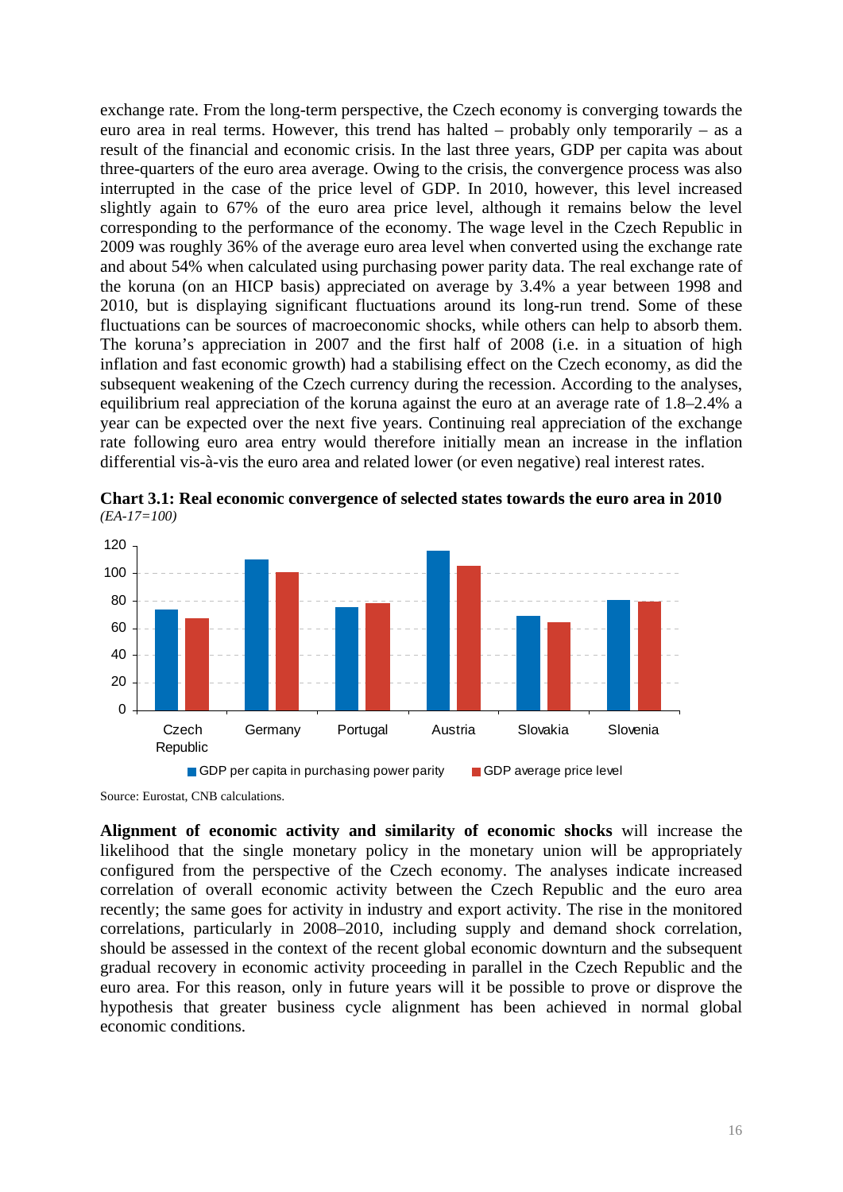exchange rate. From the long-term perspective, the Czech economy is converging towards the euro area in real terms. However, this trend has halted – probably only temporarily – as a result of the financial and economic crisis. In the last three years, GDP per capita was about three-quarters of the euro area average. Owing to the crisis, the convergence process was also interrupted in the case of the price level of GDP. In 2010, however, this level increased slightly again to 67% of the euro area price level, although it remains below the level corresponding to the performance of the economy. The wage level in the Czech Republic in 2009 was roughly 36% of the average euro area level when converted using the exchange rate and about 54% when calculated using purchasing power parity data. The real exchange rate of the koruna (on an HICP basis) appreciated on average by 3.4% a year between 1998 and 2010, but is displaying significant fluctuations around its long-run trend. Some of these fluctuations can be sources of macroeconomic shocks, while others can help to absorb them. The koruna's appreciation in 2007 and the first half of 2008 (i.e. in a situation of high inflation and fast economic growth) had a stabilising effect on the Czech economy, as did the subsequent weakening of the Czech currency during the recession. According to the analyses, equilibrium real appreciation of the koruna against the euro at an average rate of 1.8–2.4% a year can be expected over the next five years. Continuing real appreciation of the exchange rate following euro area entry would therefore initially mean an increase in the inflation differential vis-à-vis the euro area and related lower (or even negative) real interest rates.

**Chart 3.1: Real economic convergence of selected states towards the euro area in 2010**
*(EA-17=100)*

Source: Eurostat, CNB calculations.

**Alignment of economic activity and similarity of economic shocks** will increase the likelihood that the single monetary policy in the monetary union will be appropriately configured from the perspective of the Czech economy. The analyses indicate increased correlation of overall economic activity between the Czech Republic and the euro area recently; the same goes for activity in industry and export activity. The rise in the monitored correlations, particularly in 2008–2010, including supply and demand shock correlation, should be assessed in the context of the recent global economic downturn and the subsequent gradual recovery in economic activity proceeding in parallel in the Czech Republic and the euro area. For this reason, only in future years will it be possible to prove or disprove the hypothesis that greater business cycle alignment has been achieved in normal global economic conditions.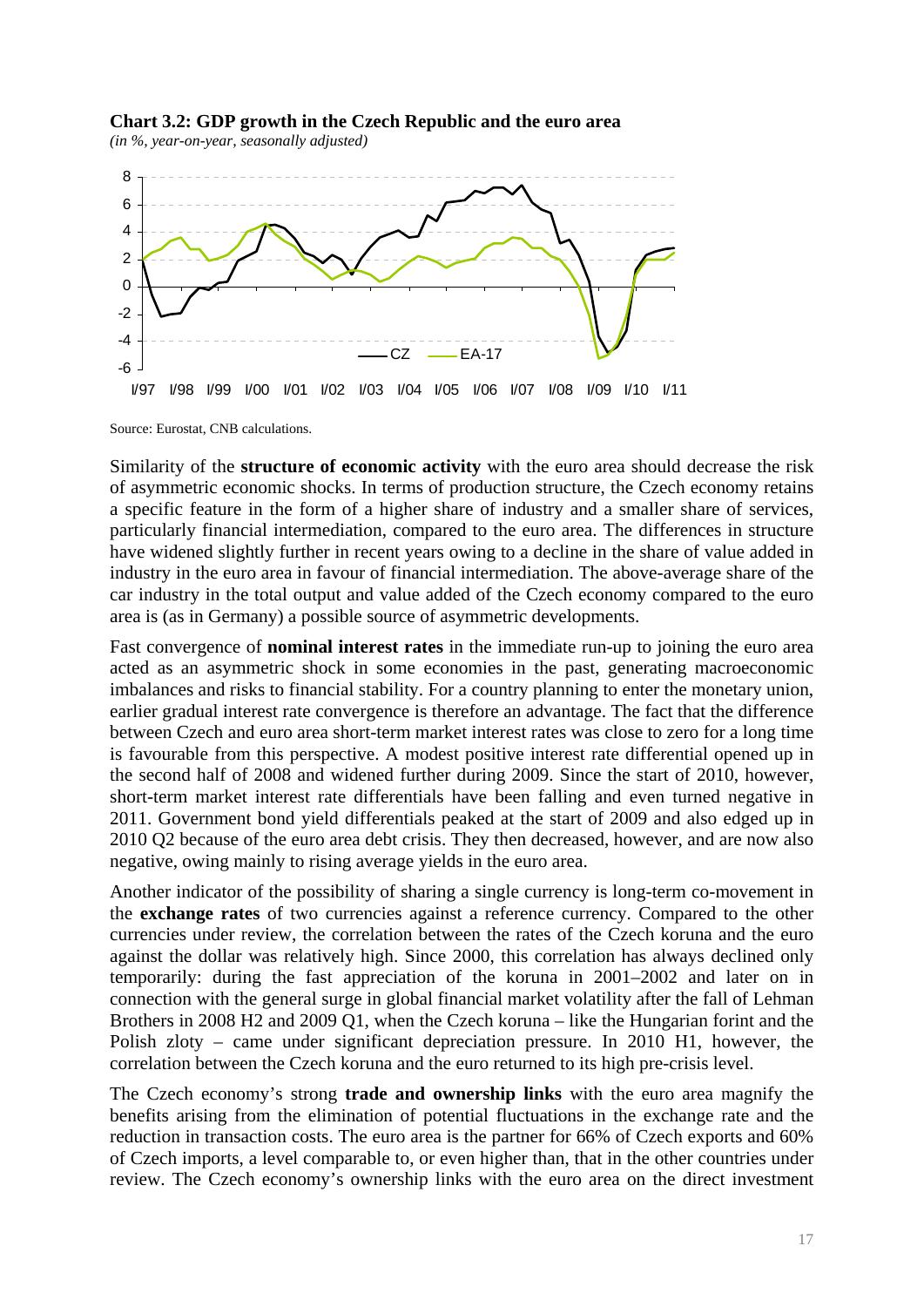**Chart 3.2: GDP growth in the Czech Republic and the euro area**

*(in %, year-on-year, seasonally adjusted)*

Source: Eurostat, CNB calculations.

Similarity of the **structure of economic activity** with the euro area should decrease the risk of asymmetric economic shocks. In terms of production structure, the Czech economy retains a specific feature in the form of a higher share of industry and a smaller share of services, particularly financial intermediation, compared to the euro area. The differences in structure have widened slightly further in recent years owing to a decline in the share of value added in industry in the euro area in favour of financial intermediation. The above-average share of the car industry in the total output and value added of the Czech economy compared to the euro area is (as in Germany) a possible source of asymmetric developments.

Fast convergence of **nominal interest rates** in the immediate run-up to joining the euro area acted as an asymmetric shock in some economies in the past, generating macroeconomic imbalances and risks to financial stability. For a country planning to enter the monetary union, earlier gradual interest rate convergence is therefore an advantage. The fact that the difference between Czech and euro area short-term market interest rates was close to zero for a long time is favourable from this perspective. A modest positive interest rate differential opened up in the second half of 2008 and widened further during 2009. Since the start of 2010, however, short-term market interest rate differentials have been falling and even turned negative in 2011. Government bond yield differentials peaked at the start of 2009 and also edged up in 2010 Q2 because of the euro area debt crisis. They then decreased, however, and are now also negative, owing mainly to rising average yields in the euro area.

Another indicator of the possibility of sharing a single currency is long-term co-movement in the **exchange rates** of two currencies against a reference currency. Compared to the other currencies under review, the correlation between the rates of the Czech koruna and the euro against the dollar was relatively high. Since 2000, this correlation has always declined only temporarily: during the fast appreciation of the koruna in 2001–2002 and later on in connection with the general surge in global financial market volatility after the fall of Lehman Brothers in 2008 H2 and 2009 Q1, when the Czech koruna – like the Hungarian forint and the Polish zloty – came under significant depreciation pressure. In 2010 H1, however, the correlation between the Czech koruna and the euro returned to its high pre-crisis level.

The Czech economy's strong **trade and ownership links** with the euro area magnify the benefits arising from the elimination of potential fluctuations in the exchange rate and the reduction in transaction costs. The euro area is the partner for 66% of Czech exports and 60% of Czech imports, a level comparable to, or even higher than, that in the other countries under review. The Czech economy's ownership links with the euro area on the direct investment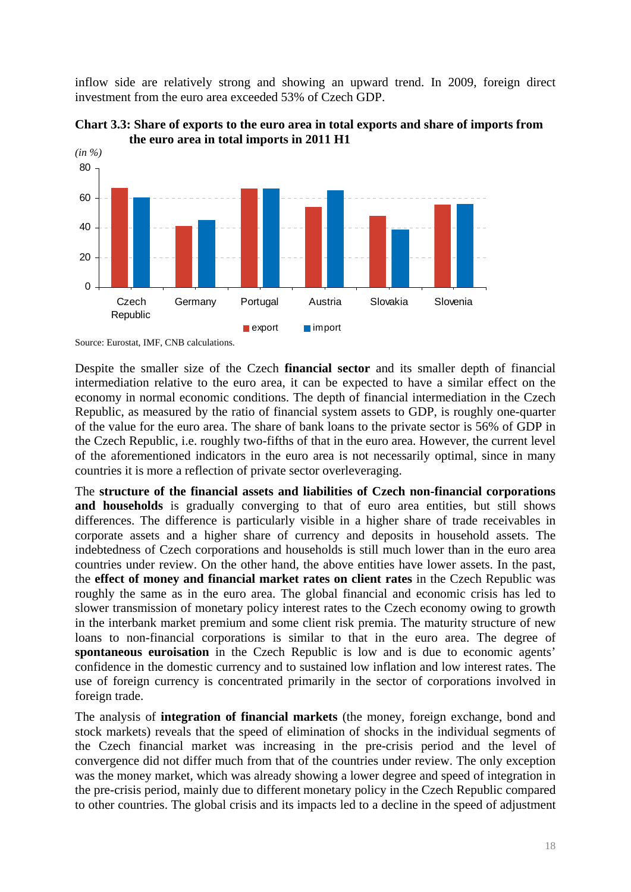inflow side are relatively strong and showing an upward trend. In 2009, foreign direct investment from the euro area exceeded 53% of Czech GDP.

**Chart 3.3: Share of exports to the euro area in total exports and share of imports from the euro area in total imports in 2011 H1**

*(in %)*

Source: Eurostat, IMF, CNB calculations.

Despite the smaller size of the Czech **financial sector** and its smaller depth of financial intermediation relative to the euro area, it can be expected to have a similar effect on the economy in normal economic conditions. The depth of financial intermediation in the Czech Republic, as measured by the ratio of financial system assets to GDP, is roughly one-quarter of the value for the euro area. The share of bank loans to the private sector is 56% of GDP in the Czech Republic, i.e. roughly two-fifths of that in the euro area. However, the current level of the aforementioned indicators in the euro area is not necessarily optimal, since in many countries it is more a reflection of private sector overleveraging.

The **structure of the financial assets and liabilities of Czech non-financial corporations and households** is gradually converging to that of euro area entities, but still shows differences. The difference is particularly visible in a higher share of trade receivables in corporate assets and a higher share of currency and deposits in household assets. The indebtedness of Czech corporations and households is still much lower than in the euro area countries under review. On the other hand, the above entities have lower assets. In the past, the **effect of money and financial market rates on client rates** in the Czech Republic was roughly the same as in the euro area. The global financial and economic crisis has led to slower transmission of monetary policy interest rates to the Czech economy owing to growth in the interbank market premium and some client risk premia. The maturity structure of new loans to non-financial corporations is similar to that in the euro area. The degree of **spontaneous euroisation** in the Czech Republic is low and is due to economic agents' confidence in the domestic currency and to sustained low inflation and low interest rates. The use of foreign currency is concentrated primarily in the sector of corporations involved in foreign trade.

The analysis of **integration of financial markets** (the money, foreign exchange, bond and stock markets) reveals that the speed of elimination of shocks in the individual segments of the Czech financial market was increasing in the pre-crisis period and the level of convergence did not differ much from that of the countries under review. The only exception was the money market, which was already showing a lower degree and speed of integration in the pre-crisis period, mainly due to different monetary policy in the Czech Republic compared to other countries. The global crisis and its impacts led to a decline in the speed of adjustment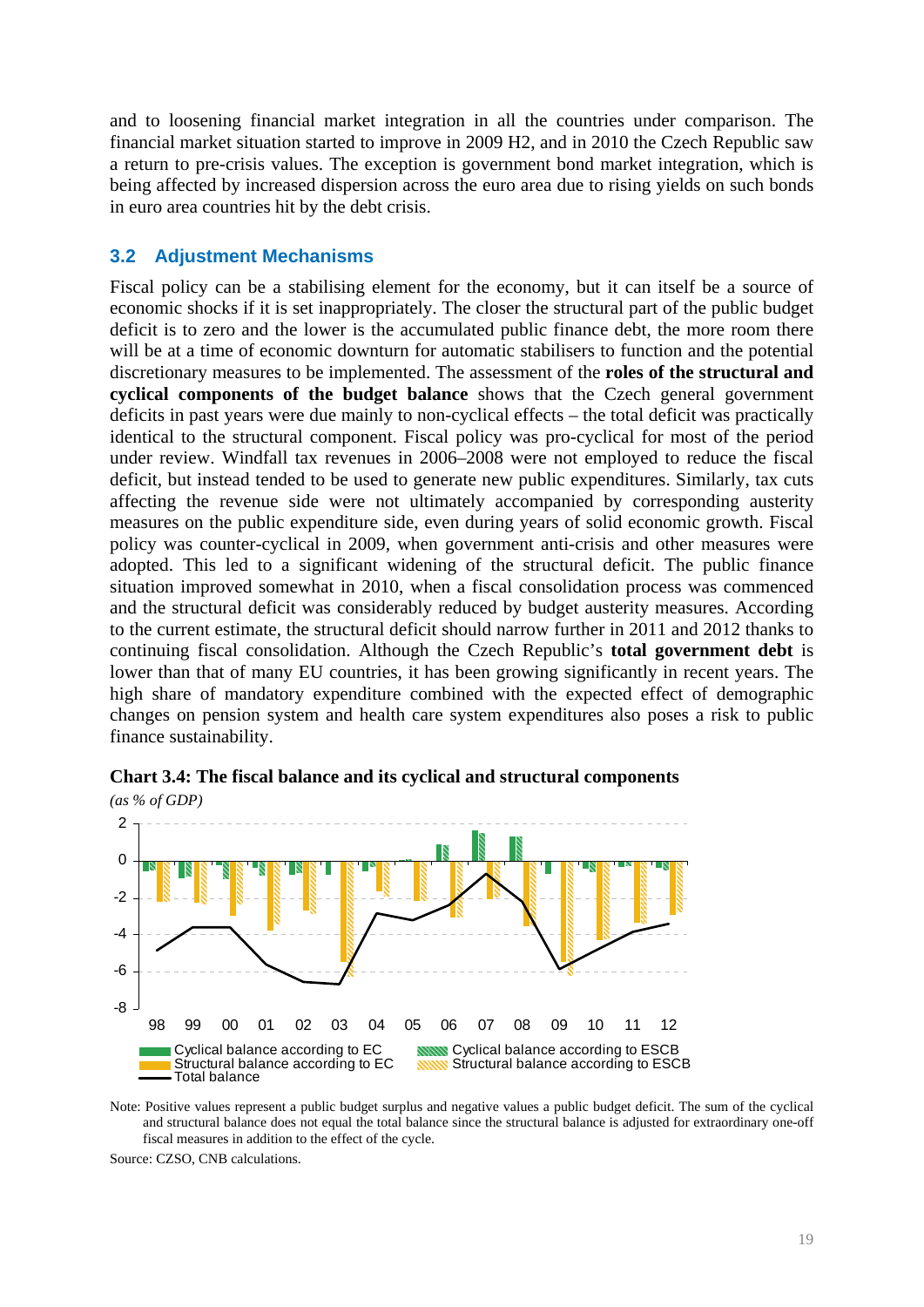and to loosening financial market integration in all the countries under comparison. The financial market situation started to improve in 2009 H2, and in 2010 the Czech Republic saw a return to pre-crisis values. The exception is government bond market integration, which is being affected by increased dispersion across the euro area due to rising yields on such bonds in euro area countries hit by the debt crisis.

## 3.2 Adjustment Mechanisms

Fiscal policy can be a stabilising element for the economy, but it can itself be a source of economic shocks if it is set inappropriately. The closer the structural part of the public budget deficit is to zero and the lower is the accumulated public finance debt, the more room there will be at a time of economic downturn for automatic stabilisers to function and the potential discretionary measures to be implemented. The assessment of the **roles of the structural and cyclical components of the budget balance** shows that the Czech general government deficits in past years were due mainly to non-cyclical effects – the total deficit was practically identical to the structural component. Fiscal policy was pro-cyclical for most of the period under review. Windfall tax revenues in 2006–2008 were not employed to reduce the fiscal deficit, but instead tended to be used to generate new public expenditures. Similarly, tax cuts affecting the revenue side were not ultimately accompanied by corresponding austerity measures on the public expenditure side, even during years of solid economic growth. Fiscal policy was counter-cyclical in 2009, when government anti-crisis and other measures were adopted. This led to a significant widening of the structural deficit. The public finance situation improved somewhat in 2010, when a fiscal consolidation process was commenced and the structural deficit was considerably reduced by budget austerity measures. According to the current estimate, the structural deficit should narrow further in 2011 and 2012 thanks to continuing fiscal consolidation. Although the Czech Republic's **total government debt** is lower than that of many EU countries, it has been growing significantly in recent years. The high share of mandatory expenditure combined with the expected effect of demographic changes on pension system and health care system expenditures also poses a risk to public finance sustainability.

**Chart 3.4: The fiscal balance and its cyclical and structural components**

*(as % of GDP)*

Note: Positive values represent a public budget surplus and negative values a public budget deficit. The sum of the cyclical and structural balance does not equal the total balance since the structural balance is adjusted for extraordinary one-off fiscal measures in addition to the effect of the cycle.

Source: CZSO, CNB calculations.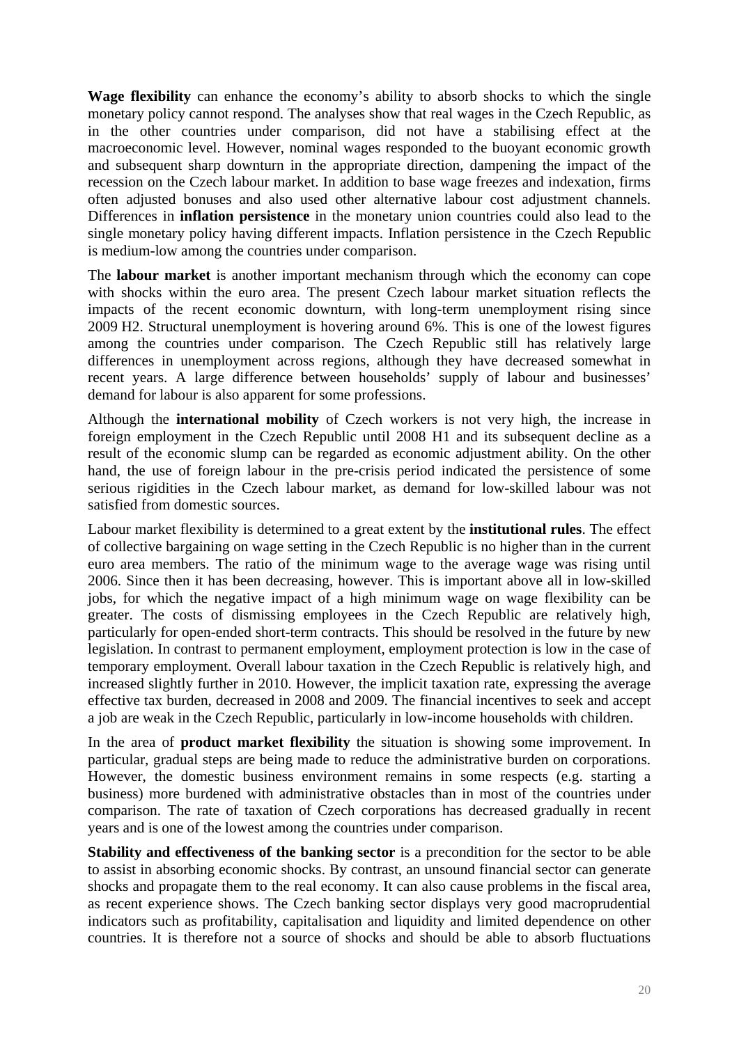**Wage flexibility** can enhance the economy's ability to absorb shocks to which the single monetary policy cannot respond. The analyses show that real wages in the Czech Republic, as in the other countries under comparison, did not have a stabilising effect at the macroeconomic level. However, nominal wages responded to the buoyant economic growth and subsequent sharp downturn in the appropriate direction, dampening the impact of the recession on the Czech labour market. In addition to base wage freezes and indexation, firms often adjusted bonuses and also used other alternative labour cost adjustment channels. Differences in **inflation persistence** in the monetary union countries could also lead to the single monetary policy having different impacts. Inflation persistence in the Czech Republic is medium-low among the countries under comparison.

The **labour market** is another important mechanism through which the economy can cope with shocks within the euro area. The present Czech labour market situation reflects the impacts of the recent economic downturn, with long-term unemployment rising since 2009 H2. Structural unemployment is hovering around 6%. This is one of the lowest figures among the countries under comparison. The Czech Republic still has relatively large differences in unemployment across regions, although they have decreased somewhat in recent years. A large difference between households' supply of labour and businesses' demand for labour is also apparent for some professions.

Although the **international mobility** of Czech workers is not very high, the increase in foreign employment in the Czech Republic until 2008 H1 and its subsequent decline as a result of the economic slump can be regarded as economic adjustment ability. On the other hand, the use of foreign labour in the pre-crisis period indicated the persistence of some serious rigidities in the Czech labour market, as demand for low-skilled labour was not satisfied from domestic sources.

Labour market flexibility is determined to a great extent by the **institutional rules**. The effect of collective bargaining on wage setting in the Czech Republic is no higher than in the current euro area members. The ratio of the minimum wage to the average wage was rising until 2006. Since then it has been decreasing, however. This is important above all in low-skilled jobs, for which the negative impact of a high minimum wage on wage flexibility can be greater. The costs of dismissing employees in the Czech Republic are relatively high, particularly for open-ended short-term contracts. This should be resolved in the future by new legislation. In contrast to permanent employment, employment protection is low in the case of temporary employment. Overall labour taxation in the Czech Republic is relatively high, and increased slightly further in 2010. However, the implicit taxation rate, expressing the average effective tax burden, decreased in 2008 and 2009. The financial incentives to seek and accept a job are weak in the Czech Republic, particularly in low-income households with children.

In the area of **product market flexibility** the situation is showing some improvement. In particular, gradual steps are being made to reduce the administrative burden on corporations. However, the domestic business environment remains in some respects (e.g. starting a business) more burdened with administrative obstacles than in most of the countries under comparison. The rate of taxation of Czech corporations has decreased gradually in recent years and is one of the lowest among the countries under comparison.

**Stability and effectiveness of the banking sector** is a precondition for the sector to be able to assist in absorbing economic shocks. By contrast, an unsound financial sector can generate shocks and propagate them to the real economy. It can also cause problems in the fiscal area, as recent experience shows. The Czech banking sector displays very good macroprudential indicators such as profitability, capitalisation and liquidity and limited dependence on other countries. It is therefore not a source of shocks and should be able to absorb fluctuations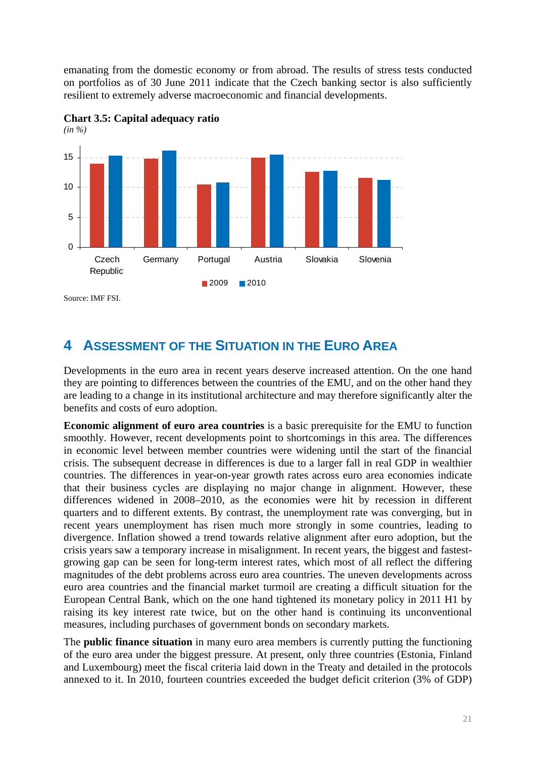emanating from the domestic economy or from abroad. The results of stress tests conducted on portfolios as of 30 June 2011 indicate that the Czech banking sector is also sufficiently resilient to extremely adverse macroeconomic and financial developments.

**Chart 3.5: Capital adequacy ratio**
*(in %)*

Source: IMF FSI.

# 4 ASSESSMENT OF THE SITUATION IN THE EURO AREA

Developments in the euro area in recent years deserve increased attention. On the one hand they are pointing to differences between the countries of the EMU, and on the other hand they are leading to a change in its institutional architecture and may therefore significantly alter the benefits and costs of euro adoption.

**Economic alignment of euro area countries** is a basic prerequisite for the EMU to function smoothly. However, recent developments point to shortcomings in this area. The differences in economic level between member countries were widening until the start of the financial crisis. The subsequent decrease in differences is due to a larger fall in real GDP in wealthier countries. The differences in year-on-year growth rates across euro area economies indicate that their business cycles are displaying no major change in alignment. However, these differences widened in 2008–2010, as the economies were hit by recession in different quarters and to different extents. By contrast, the unemployment rate was converging, but in recent years unemployment has risen much more strongly in some countries, leading to divergence. Inflation showed a trend towards relative alignment after euro adoption, but the crisis years saw a temporary increase in misalignment. In recent years, the biggest and fastest-growing gap can be seen for long-term interest rates, which most of all reflect the differing magnitudes of the debt problems across euro area countries. The uneven developments across euro area countries and the financial market turmoil are creating a difficult situation for the European Central Bank, which on the one hand tightened its monetary policy in 2011 H1 by raising its key interest rate twice, but on the other hand is continuing its unconventional measures, including purchases of government bonds on secondary markets.

The **public finance situation** in many euro area members is currently putting the functioning of the euro area under the biggest pressure. At present, only three countries (Estonia, Finland and Luxembourg) meet the fiscal criteria laid down in the Treaty and detailed in the protocols annexed to it. In 2010, fourteen countries exceeded the budget deficit criterion (3% of GDP)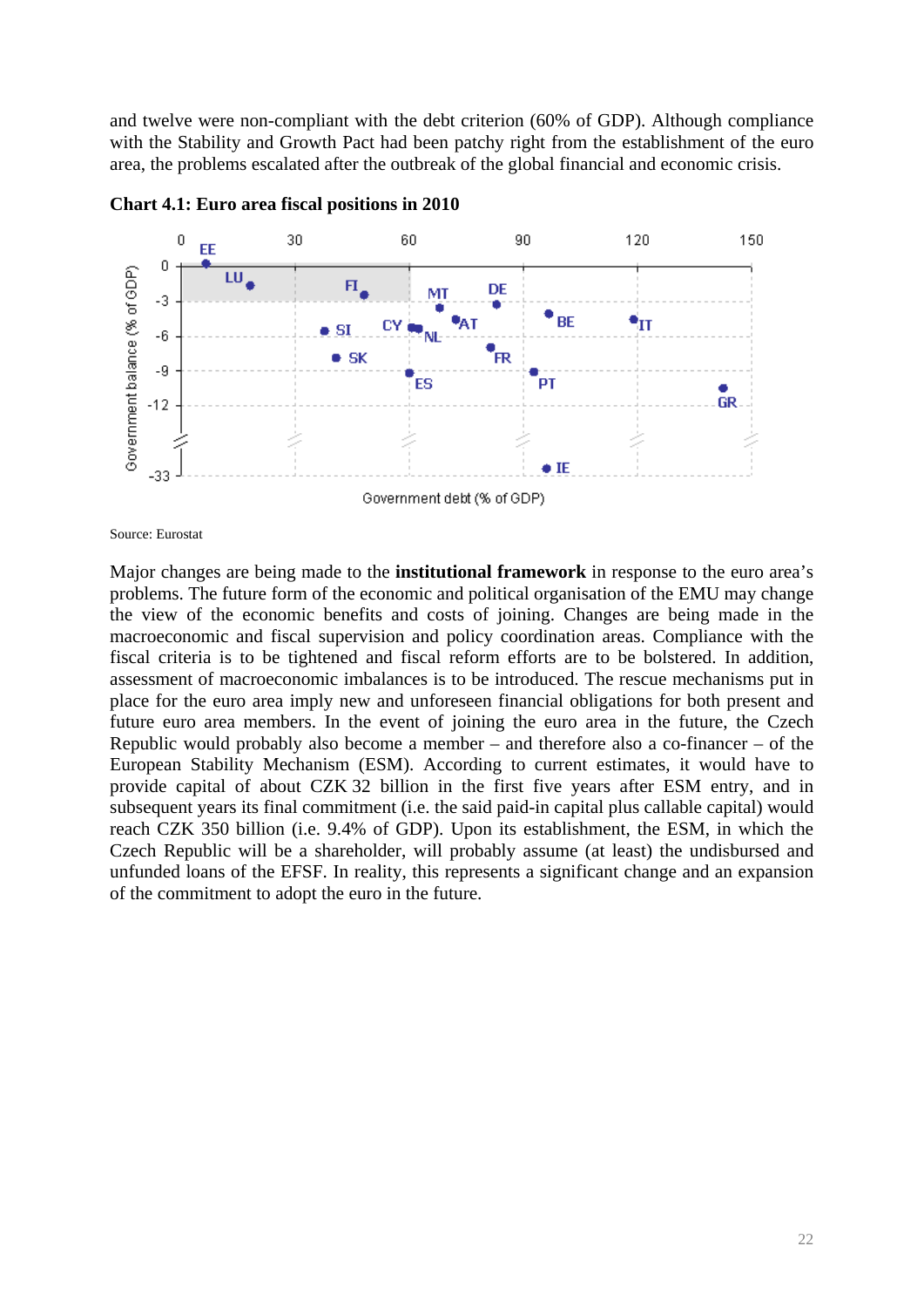and twelve were non-compliant with the debt criterion (60% of GDP). Although compliance with the Stability and Growth Pact had been patchy right from the establishment of the euro area, the problems escalated after the outbreak of the global financial and economic crisis.

**Chart 4.1: Euro area fiscal positions in 2010**

0 30 60 90 120 150

0 -3 -6 -9 -12 -33

Government balance (% of GDP)

Government debt (% of GDP)

EE LU FI MT DE SI CY NL AT BE IT SK FR ES PT GR IE

Source: Eurostat

Major changes are being made to the **institutional framework** in response to the euro area's problems. The future form of the economic and political organisation of the EMU may change the view of the economic benefits and costs of joining. Changes are being made in the macroeconomic and fiscal supervision and policy coordination areas. Compliance with the fiscal criteria is to be tightened and fiscal reform efforts are to be bolstered. In addition, assessment of macroeconomic imbalances is to be introduced. The rescue mechanisms put in place for the euro area imply new and unforeseen financial obligations for both present and future euro area members. In the event of joining the euro area in the future, the Czech Republic would probably also become a member – and therefore also a co-financer – of the European Stability Mechanism (ESM). According to current estimates, it would have to provide capital of about CZK 32 billion in the first five years after ESM entry, and in subsequent years its final commitment (i.e. the said paid-in capital plus callable capital) would reach CZK 350 billion (i.e. 9.4% of GDP). Upon its establishment, the ESM, in which the Czech Republic will be a shareholder, will probably assume (at least) the undisbursed and unfunded loans of the EFSF. In reality, this represents a significant change and an expansion of the commitment to adopt the euro in the future.